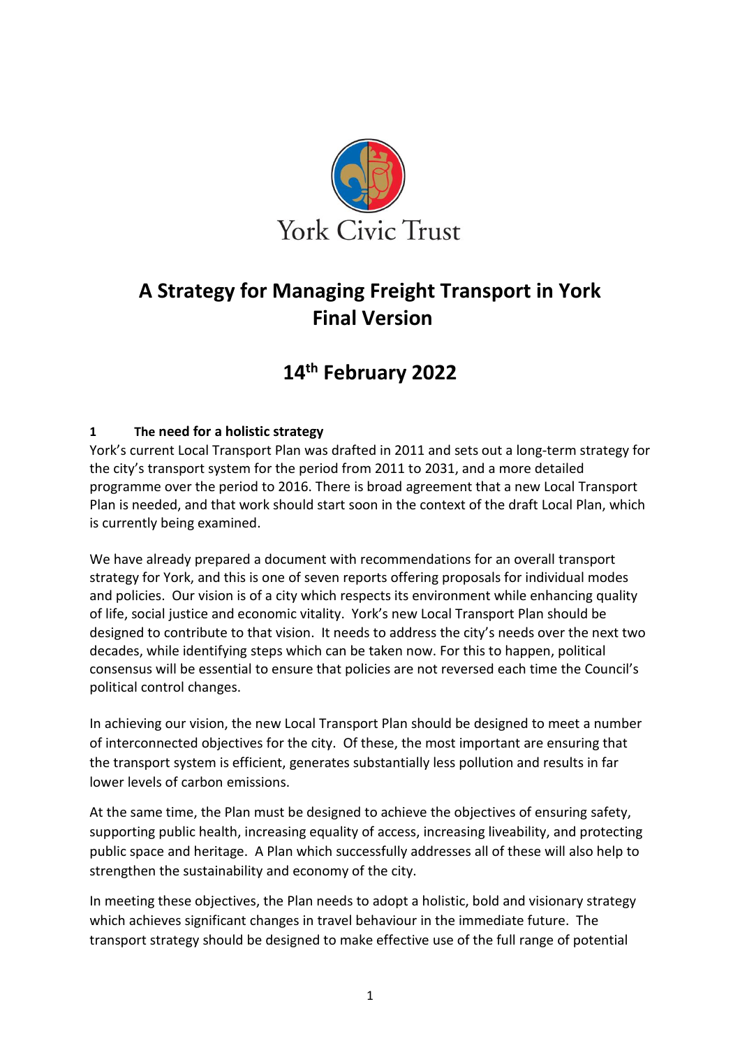York Civic Trust

# A Strategy for Managing Freight Transport in York
# Final Version

## 14th February 2022

### 1 The need for a holistic strategy

York's current Local Transport Plan was drafted in 2011 and sets out a long-term strategy for the city's transport system for the period from 2011 to 2031, and a more detailed programme over the period to 2016. There is broad agreement that a new Local Transport Plan is needed, and that work should start soon in the context of the draft Local Plan, which is currently being examined.

We have already prepared a document with recommendations for an overall transport strategy for York, and this is one of seven reports offering proposals for individual modes and policies. Our vision is of a city which respects its environment while enhancing quality of life, social justice and economic vitality. York's new Local Transport Plan should be designed to contribute to that vision. It needs to address the city's needs over the next two decades, while identifying steps which can be taken now. For this to happen, political consensus will be essential to ensure that policies are not reversed each time the Council's political control changes.

In achieving our vision, the new Local Transport Plan should be designed to meet a number of interconnected objectives for the city. Of these, the most important are ensuring that the transport system is efficient, generates substantially less pollution and results in far lower levels of carbon emissions.

At the same time, the Plan must be designed to achieve the objectives of ensuring safety, supporting public health, increasing equality of access, increasing liveability, and protecting public space and heritage. A Plan which successfully addresses all of these will also help to strengthen the sustainability and economy of the city.

In meeting these objectives, the Plan needs to adopt a holistic, bold and visionary strategy which achieves significant changes in travel behaviour in the immediate future. The transport strategy should be designed to make effective use of the full range of potential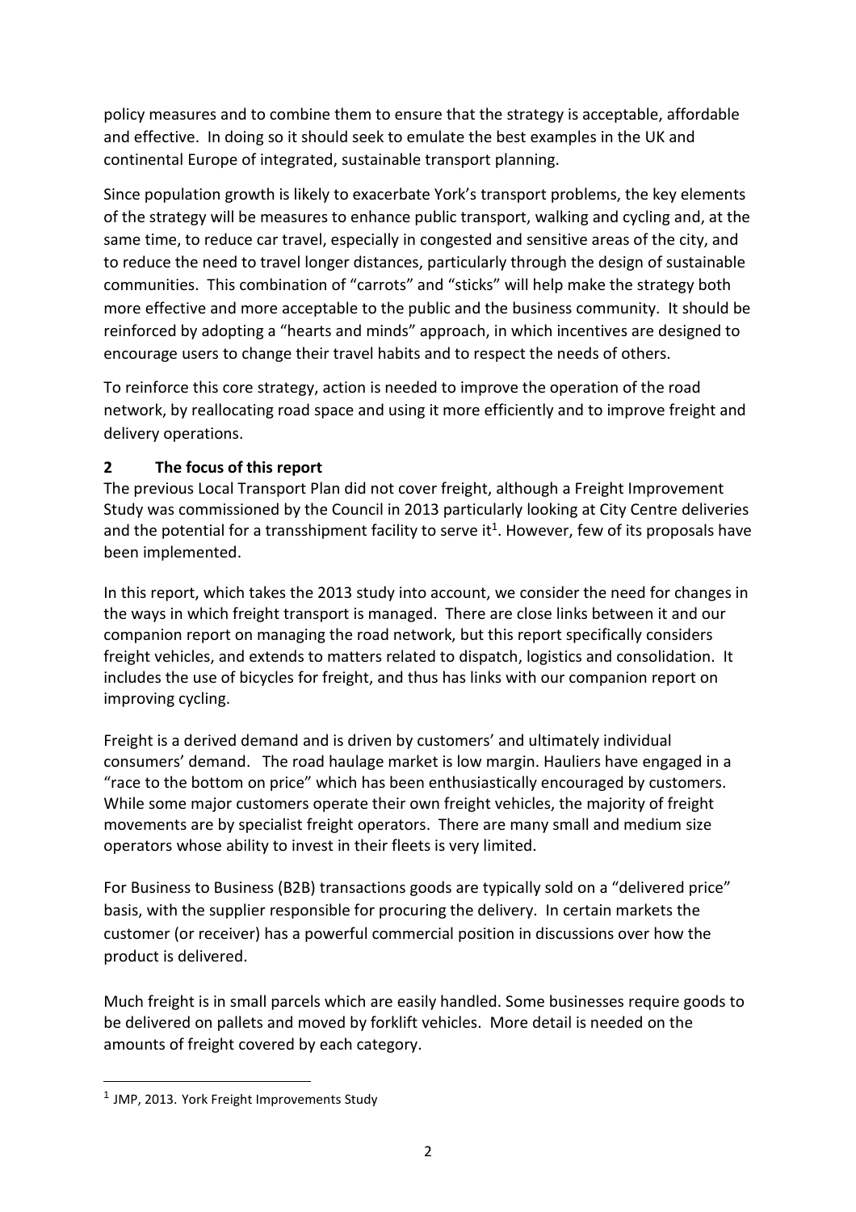policy measures and to combine them to ensure that the strategy is acceptable, affordable and effective. In doing so it should seek to emulate the best examples in the UK and continental Europe of integrated, sustainable transport planning.

Since population growth is likely to exacerbate York's transport problems, the key elements of the strategy will be measures to enhance public transport, walking and cycling and, at the same time, to reduce car travel, especially in congested and sensitive areas of the city, and to reduce the need to travel longer distances, particularly through the design of sustainable communities. This combination of "carrots" and "sticks" will help make the strategy both more effective and more acceptable to the public and the business community. It should be reinforced by adopting a "hearts and minds" approach, in which incentives are designed to encourage users to change their travel habits and to respect the needs of others.

To reinforce this core strategy, action is needed to improve the operation of the road network, by reallocating road space and using it more efficiently and to improve freight and delivery operations.

## 2 The focus of this report

The previous Local Transport Plan did not cover freight, although a Freight Improvement Study was commissioned by the Council in 2013 particularly looking at City Centre deliveries and the potential for a transshipment facility to serve it[1]. However, few of its proposals have been implemented.

In this report, which takes the 2013 study into account, we consider the need for changes in the ways in which freight transport is managed. There are close links between it and our companion report on managing the road network, but this report specifically considers freight vehicles, and extends to matters related to dispatch, logistics and consolidation. It includes the use of bicycles for freight, and thus has links with our companion report on improving cycling.

Freight is a derived demand and is driven by customers' and ultimately individual consumers' demand. The road haulage market is low margin. Hauliers have engaged in a "race to the bottom on price" which has been enthusiastically encouraged by customers. While some major customers operate their own freight vehicles, the majority of freight movements are by specialist freight operators. There are many small and medium size operators whose ability to invest in their fleets is very limited.

For Business to Business (B2B) transactions goods are typically sold on a "delivered price" basis, with the supplier responsible for procuring the delivery. In certain markets the customer (or receiver) has a powerful commercial position in discussions over how the product is delivered.

Much freight is in small parcels which are easily handled. Some businesses require goods to be delivered on pallets and moved by forklift vehicles. More detail is needed on the amounts of freight covered by each category.

---

[1] JMP, 2013. York Freight Improvements Study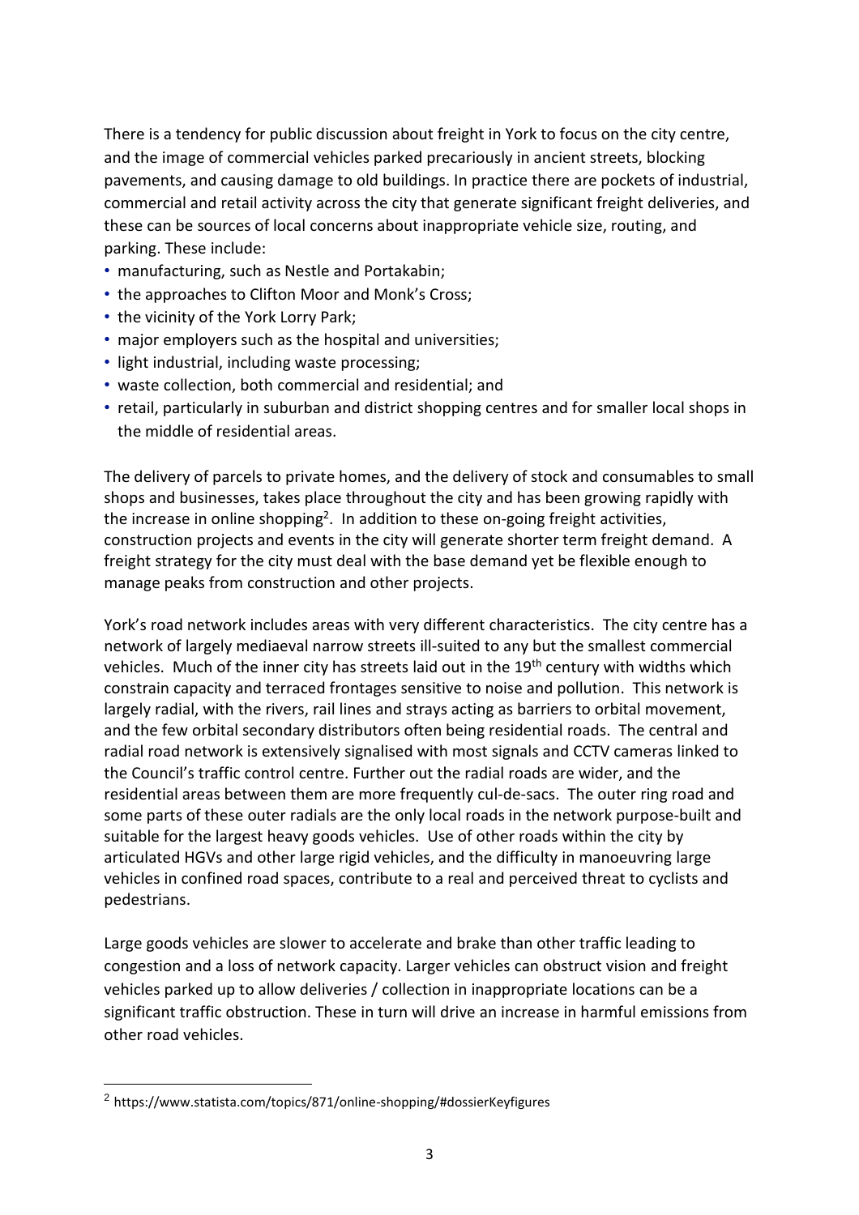There is a tendency for public discussion about freight in York to focus on the city centre, and the image of commercial vehicles parked precariously in ancient streets, blocking pavements, and causing damage to old buildings. In practice there are pockets of industrial, commercial and retail activity across the city that generate significant freight deliveries, and these can be sources of local concerns about inappropriate vehicle size, routing, and parking. These include:

- manufacturing, such as Nestle and Portakabin;
- the approaches to Clifton Moor and Monk's Cross;
- the vicinity of the York Lorry Park;
- major employers such as the hospital and universities;
- light industrial, including waste processing;
- waste collection, both commercial and residential; and
- retail, particularly in suburban and district shopping centres and for smaller local shops in the middle of residential areas.

The delivery of parcels to private homes, and the delivery of stock and consumables to small shops and businesses, takes place throughout the city and has been growing rapidly with the increase in online shopping[2]. In addition to these on-going freight activities, construction projects and events in the city will generate shorter term freight demand. A freight strategy for the city must deal with the base demand yet be flexible enough to manage peaks from construction and other projects.

York's road network includes areas with very different characteristics. The city centre has a network of largely mediaeval narrow streets ill-suited to any but the smallest commercial vehicles. Much of the inner city has streets laid out in the 19th century with widths which constrain capacity and terraced frontages sensitive to noise and pollution. This network is largely radial, with the rivers, rail lines and strays acting as barriers to orbital movement, and the few orbital secondary distributors often being residential roads. The central and radial road network is extensively signalised with most signals and CCTV cameras linked to the Council's traffic control centre. Further out the radial roads are wider, and the residential areas between them are more frequently cul-de-sacs. The outer ring road and some parts of these outer radials are the only local roads in the network purpose-built and suitable for the largest heavy goods vehicles. Use of other roads within the city by articulated HGVs and other large rigid vehicles, and the difficulty in manoeuvring large vehicles in confined road spaces, contribute to a real and perceived threat to cyclists and pedestrians.

Large goods vehicles are slower to accelerate and brake than other traffic leading to congestion and a loss of network capacity. Larger vehicles can obstruct vision and freight vehicles parked up to allow deliveries / collection in inappropriate locations can be a significant traffic obstruction. These in turn will drive an increase in harmful emissions from other road vehicles.

---

[2] https://www.statista.com/topics/871/online-shopping/#dossierKeyfigures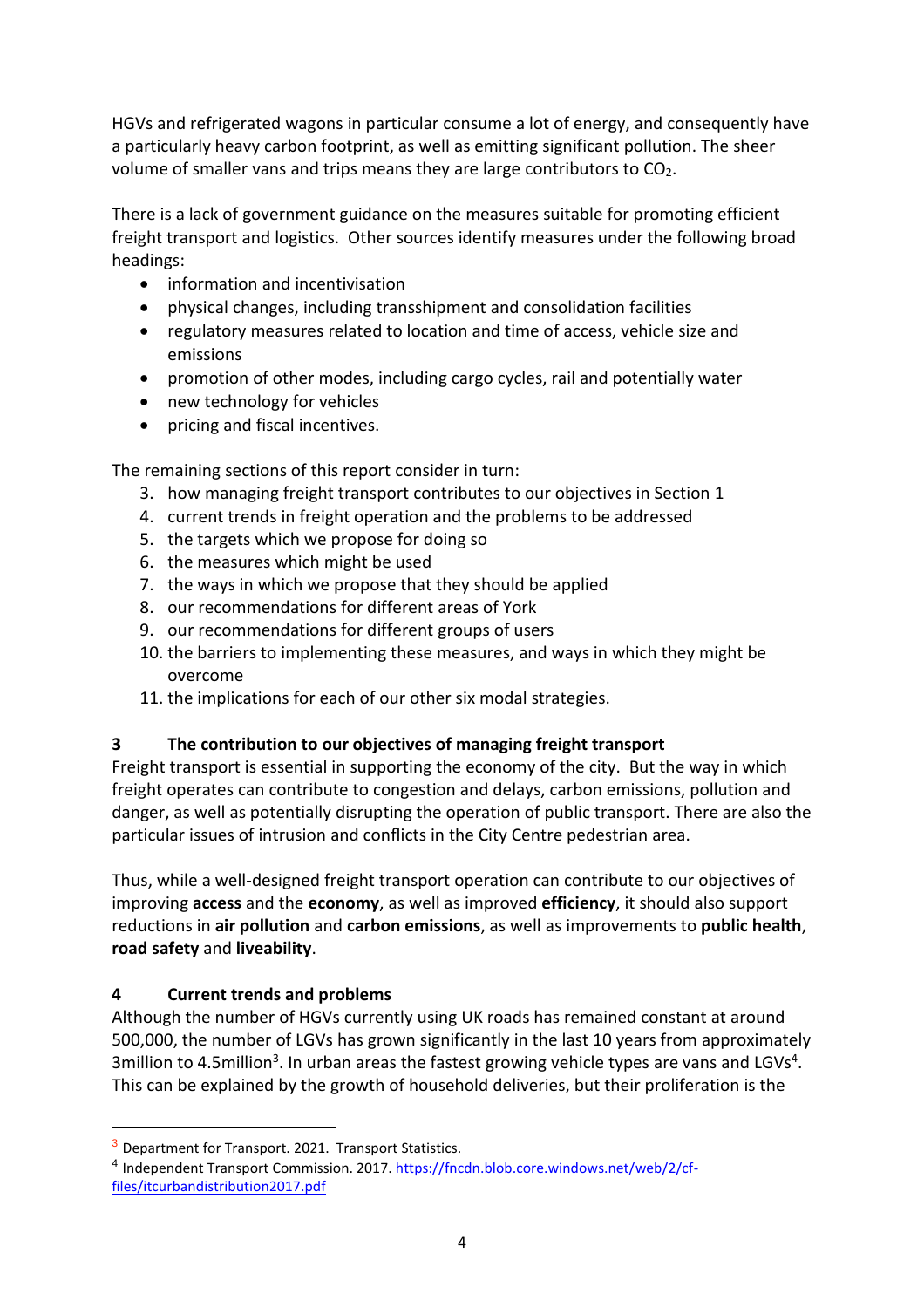HGVs and refrigerated wagons in particular consume a lot of energy, and consequently have a particularly heavy carbon footprint, as well as emitting significant pollution. The sheer volume of smaller vans and trips means they are large contributors to $CO_2$.

There is a lack of government guidance on the measures suitable for promoting efficient freight transport and logistics. Other sources identify measures under the following broad headings:

- information and incentivisation
- physical changes, including transshipment and consolidation facilities
- regulatory measures related to location and time of access, vehicle size and emissions
- promotion of other modes, including cargo cycles, rail and potentially water
- new technology for vehicles
- pricing and fiscal incentives.

The remaining sections of this report consider in turn:

3. how managing freight transport contributes to our objectives in Section 1
4. current trends in freight operation and the problems to be addressed
5. the targets which we propose for doing so
6. the measures which might be used
7. the ways in which we propose that they should be applied
8. our recommendations for different areas of York
9. our recommendations for different groups of users
10. the barriers to implementing these measures, and ways in which they might be overcome
11. the implications for each of our other six modal strategies.

## 3 The contribution to our objectives of managing freight transport

Freight transport is essential in supporting the economy of the city. But the way in which freight operates can contribute to congestion and delays, carbon emissions, pollution and danger, as well as potentially disrupting the operation of public transport. There are also the particular issues of intrusion and conflicts in the City Centre pedestrian area.

Thus, while a well-designed freight transport operation can contribute to our objectives of improving **access** and the **economy**, as well as improved **efficiency**, it should also support reductions in **air pollution** and **carbon emissions**, as well as improvements to **public health**, **road safety** and **liveability**.

## 4 Current trends and problems

Although the number of HGVs currently using UK roads has remained constant at around 500,000, the number of LGVs has grown significantly in the last 10 years from approximately 3million to 4.5million[3]. In urban areas the fastest growing vehicle types are vans and LGVs[4]. This can be explained by the growth of household deliveries, but their proliferation is the

---

[3] Department for Transport. 2021. Transport Statistics.

[4] Independent Transport Commission. 2017. https://fncdn.blob.core.windows.net/web/2/cf-files/itcurbandistribution2017.pdf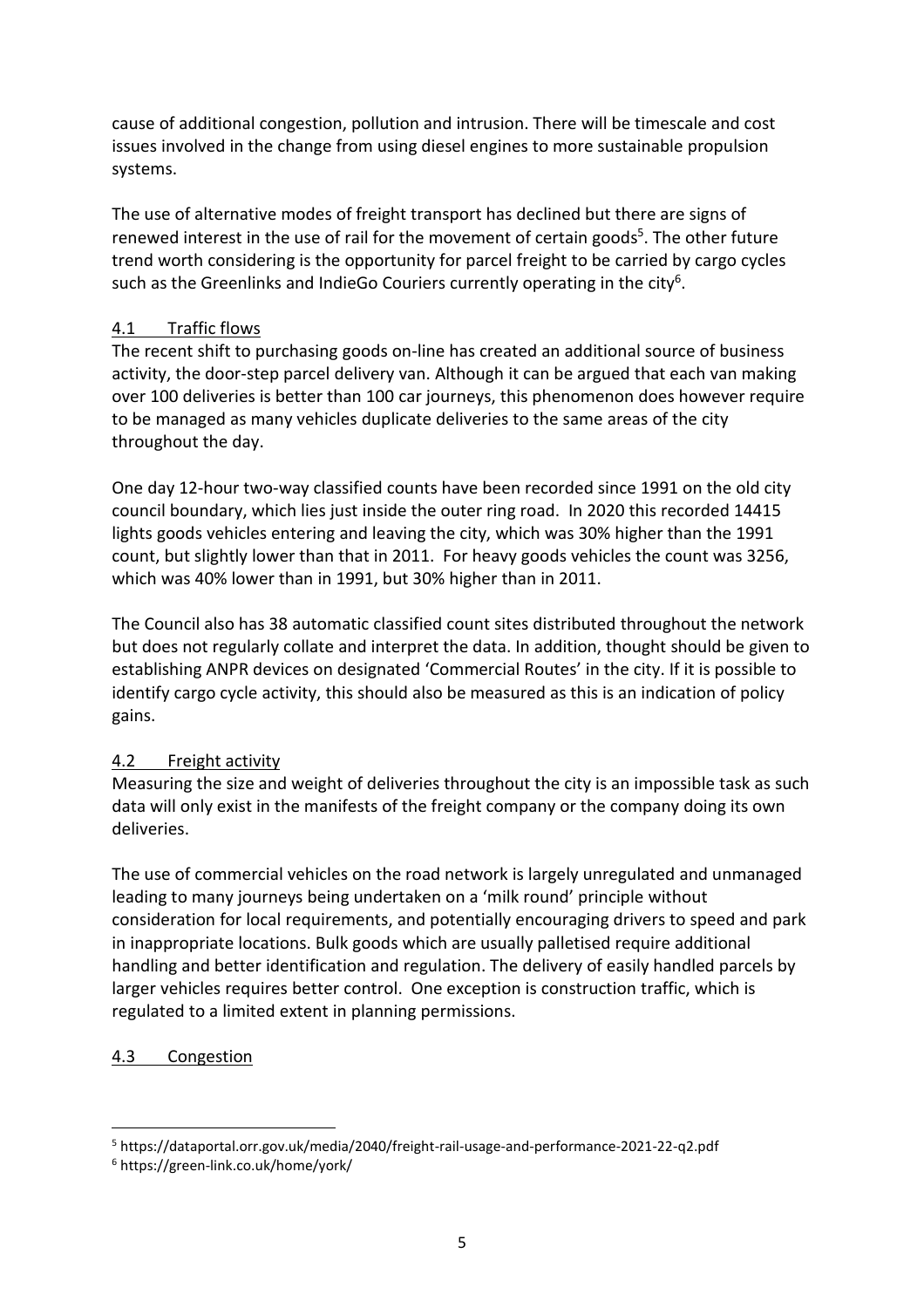cause of additional congestion, pollution and intrusion. There will be timescale and cost issues involved in the change from using diesel engines to more sustainable propulsion systems.

The use of alternative modes of freight transport has declined but there are signs of renewed interest in the use of rail for the movement of certain goods[5]. The other future trend worth considering is the opportunity for parcel freight to be carried by cargo cycles such as the Greenlinks and IndieGo Couriers currently operating in the city[6].

### 4.1 Traffic flows

The recent shift to purchasing goods on-line has created an additional source of business activity, the door-step parcel delivery van. Although it can be argued that each van making over 100 deliveries is better than 100 car journeys, this phenomenon does however require to be managed as many vehicles duplicate deliveries to the same areas of the city throughout the day.

One day 12-hour two-way classified counts have been recorded since 1991 on the old city council boundary, which lies just inside the outer ring road. In 2020 this recorded 14415 lights goods vehicles entering and leaving the city, which was 30% higher than the 1991 count, but slightly lower than that in 2011. For heavy goods vehicles the count was 3256, which was 40% lower than in 1991, but 30% higher than in 2011.

The Council also has 38 automatic classified count sites distributed throughout the network but does not regularly collate and interpret the data. In addition, thought should be given to establishing ANPR devices on designated 'Commercial Routes' in the city. If it is possible to identify cargo cycle activity, this should also be measured as this is an indication of policy gains.

### 4.2 Freight activity

Measuring the size and weight of deliveries throughout the city is an impossible task as such data will only exist in the manifests of the freight company or the company doing its own deliveries.

The use of commercial vehicles on the road network is largely unregulated and unmanaged leading to many journeys being undertaken on a 'milk round' principle without consideration for local requirements, and potentially encouraging drivers to speed and park in inappropriate locations. Bulk goods which are usually palletised require additional handling and better identification and regulation. The delivery of easily handled parcels by larger vehicles requires better control. One exception is construction traffic, which is regulated to a limited extent in planning permissions.

### 4.3 Congestion

---

[5] https://dataportal.orr.gov.uk/media/2040/freight-rail-usage-and-performance-2021-22-q2.pdf

[6] https://green-link.co.uk/home/york/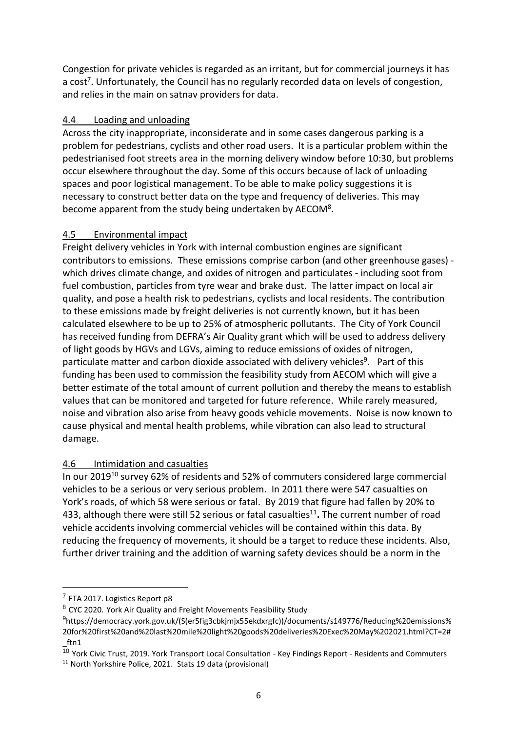Congestion for private vehicles is regarded as an irritant, but for commercial journeys it has a cost[7]. Unfortunately, the Council has no regularly recorded data on levels of congestion, and relies in the main on satnav providers for data.

### 4.4 Loading and unloading

Across the city inappropriate, inconsiderate and in some cases dangerous parking is a problem for pedestrians, cyclists and other road users. It is a particular problem within the pedestrianised foot streets area in the morning delivery window before 10:30, but problems occur elsewhere throughout the day. Some of this occurs because of lack of unloading spaces and poor logistical management. To be able to make policy suggestions it is necessary to construct better data on the type and frequency of deliveries. This may become apparent from the study being undertaken by AECOM[8].

### 4.5 Environmental impact

Freight delivery vehicles in York with internal combustion engines are significant contributors to emissions. These emissions comprise carbon (and other greenhouse gases) - which drives climate change, and oxides of nitrogen and particulates - including soot from fuel combustion, particles from tyre wear and brake dust. The latter impact on local air quality, and pose a health risk to pedestrians, cyclists and local residents. The contribution to these emissions made by freight deliveries is not currently known, but it has been calculated elsewhere to be up to 25% of atmospheric pollutants. The City of York Council has received funding from DEFRA's Air Quality grant which will be used to address delivery of light goods by HGVs and LGVs, aiming to reduce emissions of oxides of nitrogen, particulate matter and carbon dioxide associated with delivery vehicles[9]. Part of this funding has been used to commission the feasibility study from AECOM which will give a better estimate of the total amount of current pollution and thereby the means to establish values that can be monitored and targeted for future reference. While rarely measured, noise and vibration also arise from heavy goods vehicle movements. Noise is now known to cause physical and mental health problems, while vibration can also lead to structural damage.

### 4.6 Intimidation and casualties

In our 2019[10] survey 62% of residents and 52% of commuters considered large commercial vehicles to be a serious or very serious problem. In 2011 there were 547 casualties on York's roads, of which 58 were serious or fatal. By 2019 that figure had fallen by 20% to 433, although there were still 52 serious or fatal casualties[11]**.** The current number of road vehicle accidents involving commercial vehicles will be contained within this data. By reducing the frequency of movements, it should be a target to reduce these incidents. Also, further driver training and the addition of warning safety devices should be a norm in the

---

[7] FTA 2017. Logistics Report p8

[8] CYC 2020. York Air Quality and Freight Movements Feasibility Study

[9] https://democracy.york.gov.uk/(S(er5fig3cbkjmjx55ekdxrgfc))/documents/s149776/Reducing%20emissions%20for%20first%20and%20last%20mile%20light%20goods%20deliveries%20Exec%20May%202021.html?CT=2#_ftn1

[10] York Civic Trust, 2019. York Transport Local Consultation - Key Findings Report - Residents and Commuters

[11] North Yorkshire Police, 2021. Stats 19 data (provisional)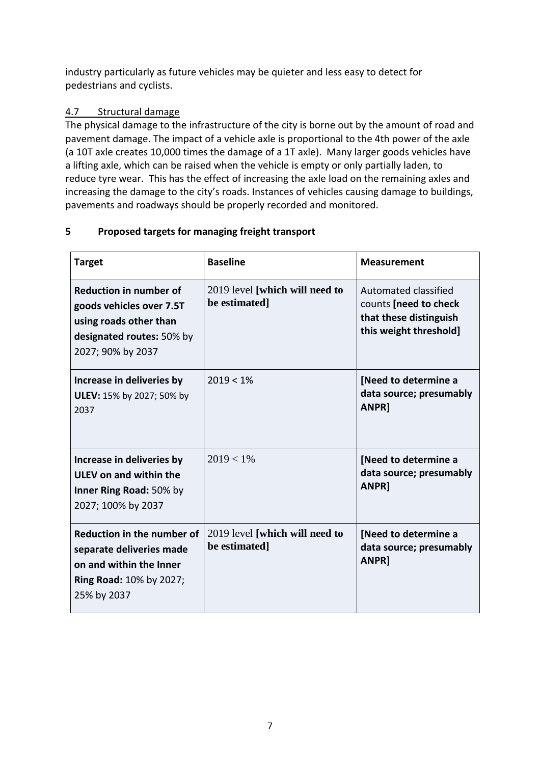industry particularly as future vehicles may be quieter and less easy to detect for pedestrians and cyclists.

### 4.7 Structural damage

The physical damage to the infrastructure of the city is borne out by the amount of road and pavement damage. The impact of a vehicle axle is proportional to the 4th power of the axle (a 10T axle creates 10,000 times the damage of a 1T axle). Many larger goods vehicles have a lifting axle, which can be raised when the vehicle is empty or only partially laden, to reduce tyre wear. This has the effect of increasing the axle load on the remaining axles and increasing the damage to the city's roads. Instances of vehicles causing damage to buildings, pavements and roadways should be properly recorded and monitored.

## 5 Proposed targets for managing freight transport

| Target | Baseline | Measurement |
|---|---|---|
| **Reduction in number of goods vehicles over 7.5T using roads other than designated routes:** 50% by 2027; 90% by 2037 | 2019 level **[which will need to be estimated]** | Automated classified counts **[need to check that these distinguish this weight threshold]** |
| **Increase in deliveries by ULEV:** 15% by 2027; 50% by 2037 | 2019 < 1% | **[Need to determine a data source; presumably ANPR]** |
| **Increase in deliveries by ULEV on and within the Inner Ring Road:** 50% by 2027; 100% by 2037 | 2019 < 1% | **[Need to determine a data source; presumably ANPR]** |
| **Reduction in the number of separate deliveries made on and within the Inner Ring Road:** 10% by 2027; 25% by 2037 | 2019 level **[which will need to be estimated]** | **[Need to determine a data source; presumably ANPR]** |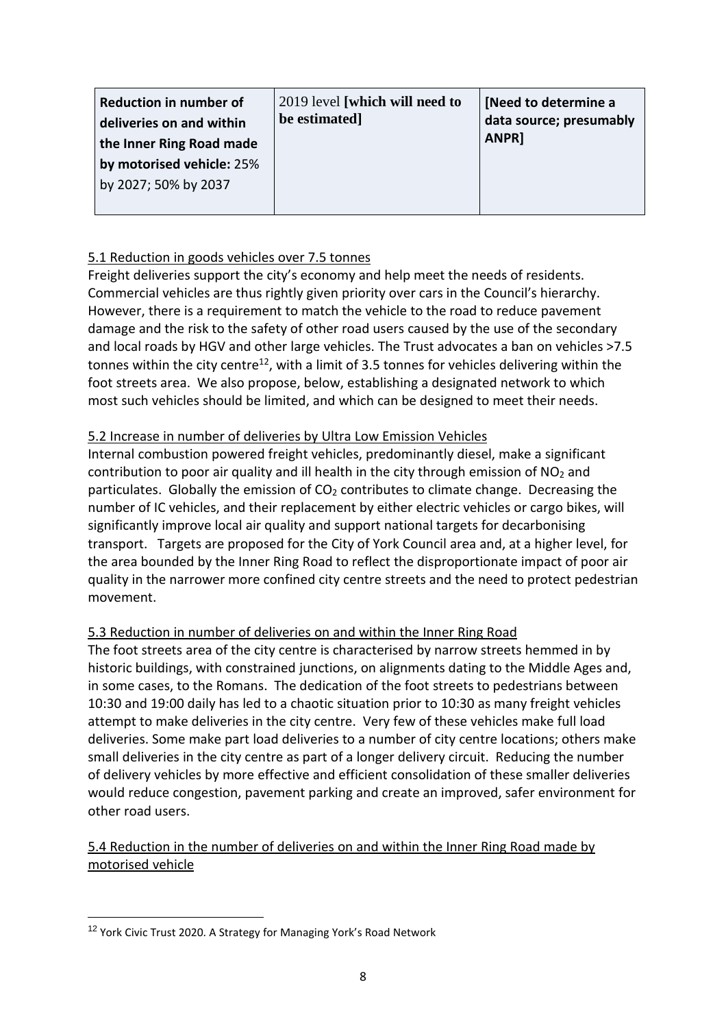| **Reduction in number of deliveries on and within the Inner Ring Road made by motorised vehicle:** 25% by 2027; 50% by 2037 | 2019 level **[which will need to be estimated]** | **[Need to determine a data source; presumably ANPR]** |
|---|---|---|

5.1 Reduction in goods vehicles over 7.5 tonnes

Freight deliveries support the city's economy and help meet the needs of residents. Commercial vehicles are thus rightly given priority over cars in the Council's hierarchy. However, there is a requirement to match the vehicle to the road to reduce pavement damage and the risk to the safety of other road users caused by the use of the secondary and local roads by HGV and other large vehicles. The Trust advocates a ban on vehicles >7.5 tonnes within the city centre[12], with a limit of 3.5 tonnes for vehicles delivering within the foot streets area. We also propose, below, establishing a designated network to which most such vehicles should be limited, and which can be designed to meet their needs.

5.2 Increase in number of deliveries by Ultra Low Emission Vehicles

Internal combustion powered freight vehicles, predominantly diesel, make a significant contribution to poor air quality and ill health in the city through emission of $NO_2$ and particulates. Globally the emission of $CO_2$ contributes to climate change. Decreasing the number of IC vehicles, and their replacement by either electric vehicles or cargo bikes, will significantly improve local air quality and support national targets for decarbonising transport. Targets are proposed for the City of York Council area and, at a higher level, for the area bounded by the Inner Ring Road to reflect the disproportionate impact of poor air quality in the narrower more confined city centre streets and the need to protect pedestrian movement.

5.3 Reduction in number of deliveries on and within the Inner Ring Road

The foot streets area of the city centre is characterised by narrow streets hemmed in by historic buildings, with constrained junctions, on alignments dating to the Middle Ages and, in some cases, to the Romans. The dedication of the foot streets to pedestrians between 10:30 and 19:00 daily has led to a chaotic situation prior to 10:30 as many freight vehicles attempt to make deliveries in the city centre. Very few of these vehicles make full load deliveries. Some make part load deliveries to a number of city centre locations; others make small deliveries in the city centre as part of a longer delivery circuit. Reducing the number of delivery vehicles by more effective and efficient consolidation of these smaller deliveries would reduce congestion, pavement parking and create an improved, safer environment for other road users.

5.4 Reduction in the number of deliveries on and within the Inner Ring Road made by motorised vehicle

[12] York Civic Trust 2020. A Strategy for Managing York's Road Network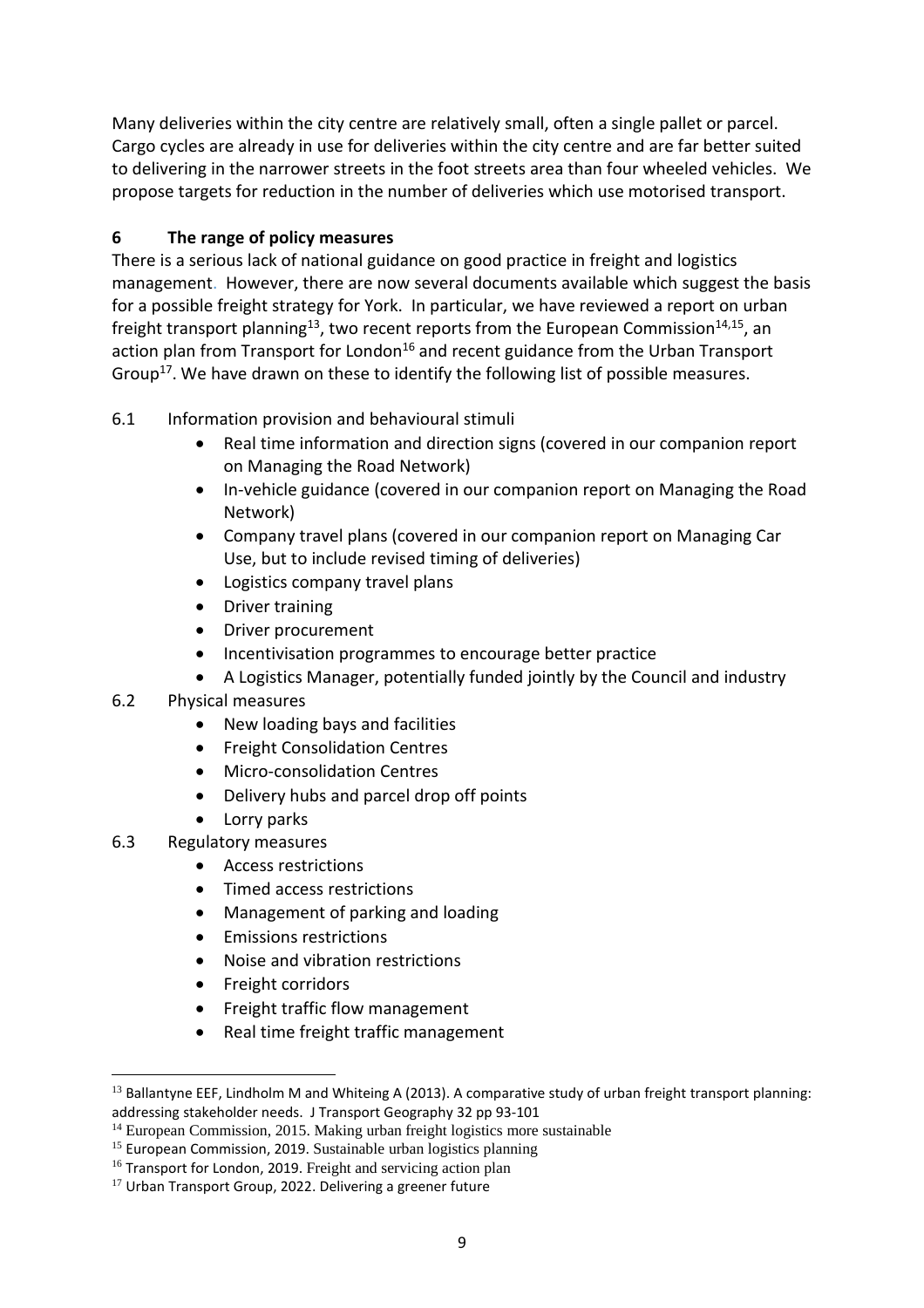Many deliveries within the city centre are relatively small, often a single pallet or parcel. Cargo cycles are already in use for deliveries within the city centre and are far better suited to delivering in the narrower streets in the foot streets area than four wheeled vehicles. We propose targets for reduction in the number of deliveries which use motorised transport.

## 6 The range of policy measures

There is a serious lack of national guidance on good practice in freight and logistics management. However, there are now several documents available which suggest the basis for a possible freight strategy for York. In particular, we have reviewed a report on urban freight transport planning[13], two recent reports from the European Commission[14,15], an action plan from Transport for London[16] and recent guidance from the Urban Transport Group[17]. We have drawn on these to identify the following list of possible measures.

6.1 Information provision and behavioural stimuli

- Real time information and direction signs (covered in our companion report on Managing the Road Network)
- In-vehicle guidance (covered in our companion report on Managing the Road Network)
- Company travel plans (covered in our companion report on Managing Car Use, but to include revised timing of deliveries)
- Logistics company travel plans
- Driver training
- Driver procurement
- Incentivisation programmes to encourage better practice
- A Logistics Manager, potentially funded jointly by the Council and industry

6.2 Physical measures

- New loading bays and facilities
- Freight Consolidation Centres
- Micro-consolidation Centres
- Delivery hubs and parcel drop off points
- Lorry parks

6.3 Regulatory measures

- Access restrictions
- Timed access restrictions
- Management of parking and loading
- Emissions restrictions
- Noise and vibration restrictions
- Freight corridors
- Freight traffic flow management
- Real time freight traffic management

---

[13] Ballantyne EEF, Lindholm M and Whiteing A (2013). A comparative study of urban freight transport planning: addressing stakeholder needs. J Transport Geography 32 pp 93-101

[14] European Commission, 2015. Making urban freight logistics more sustainable

[15] European Commission, 2019. Sustainable urban logistics planning

[16] Transport for London, 2019. Freight and servicing action plan

[17] Urban Transport Group, 2022. Delivering a greener future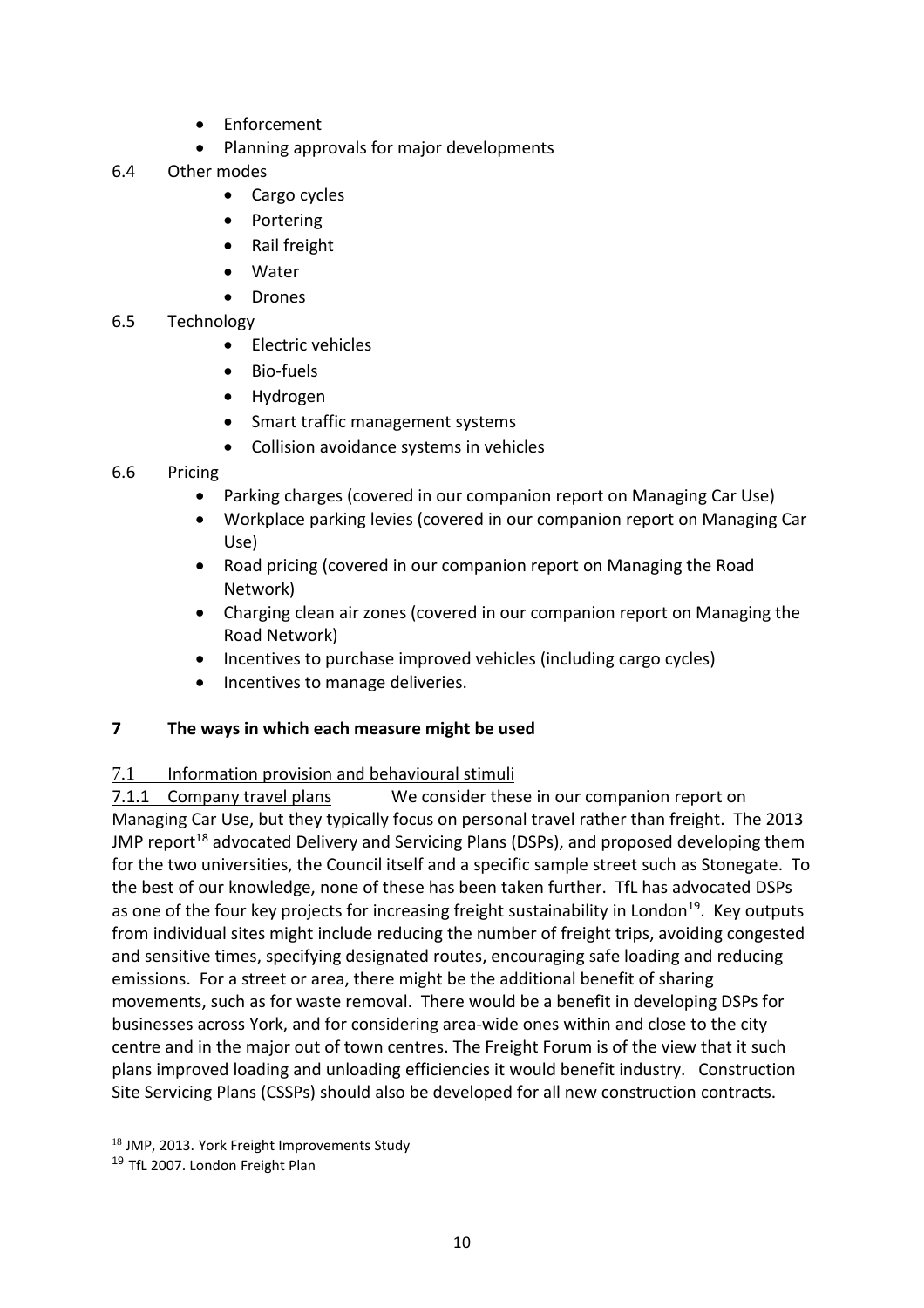- Enforcement
- Planning approvals for major developments

6.4 Other modes

- Cargo cycles
- Portering
- Rail freight
- Water
- Drones

6.5 Technology

- Electric vehicles
- Bio-fuels
- Hydrogen
- Smart traffic management systems
- Collision avoidance systems in vehicles

6.6 Pricing

- Parking charges (covered in our companion report on Managing Car Use)
- Workplace parking levies (covered in our companion report on Managing Car Use)
- Road pricing (covered in our companion report on Managing the Road Network)
- Charging clean air zones (covered in our companion report on Managing the Road Network)
- Incentives to purchase improved vehicles (including cargo cycles)
- Incentives to manage deliveries.

## 7 The ways in which each measure might be used

### 7.1 Information provision and behavioural stimuli

7.1.1 Company travel plans We consider these in our companion report on Managing Car Use, but they typically focus on personal travel rather than freight. The 2013 JMP report[18] advocated Delivery and Servicing Plans (DSPs), and proposed developing them for the two universities, the Council itself and a specific sample street such as Stonegate. To the best of our knowledge, none of these has been taken further. TfL has advocated DSPs as one of the four key projects for increasing freight sustainability in London[19]. Key outputs from individual sites might include reducing the number of freight trips, avoiding congested and sensitive times, specifying designated routes, encouraging safe loading and reducing emissions. For a street or area, there might be the additional benefit of sharing movements, such as for waste removal. There would be a benefit in developing DSPs for businesses across York, and for considering area-wide ones within and close to the city centre and in the major out of town centres. The Freight Forum is of the view that it such plans improved loading and unloading efficiencies it would benefit industry. Construction Site Servicing Plans (CSSPs) should also be developed for all new construction contracts.

---

[18] JMP, 2013. York Freight Improvements Study

[19] TfL 2007. London Freight Plan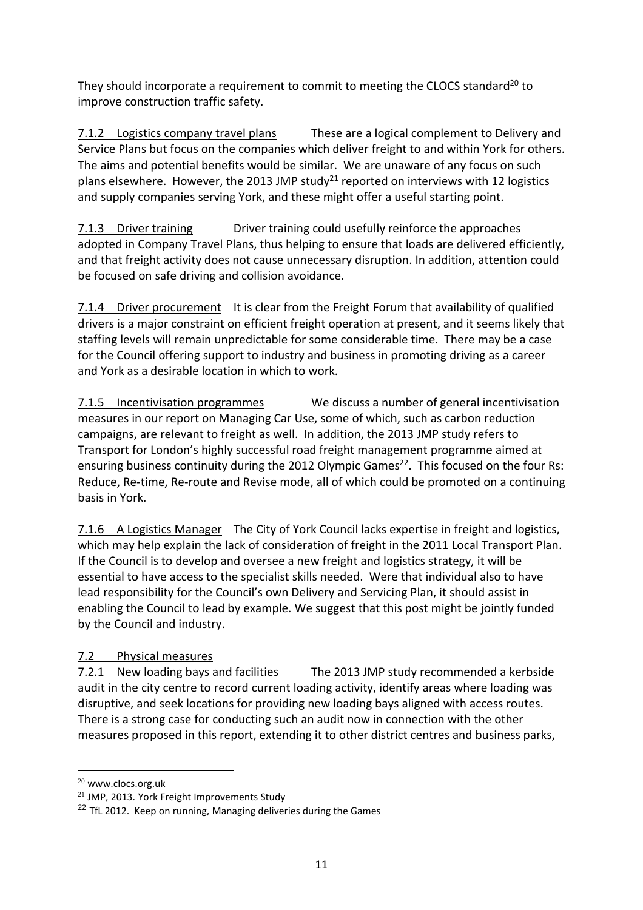They should incorporate a requirement to commit to meeting the CLOCS standard[20] to improve construction traffic safety.

7.1.2 Logistics company travel plans These are a logical complement to Delivery and Service Plans but focus on the companies which deliver freight to and within York for others. The aims and potential benefits would be similar. We are unaware of any focus on such plans elsewhere. However, the 2013 JMP study[21] reported on interviews with 12 logistics and supply companies serving York, and these might offer a useful starting point.

7.1.3 Driver training Driver training could usefully reinforce the approaches adopted in Company Travel Plans, thus helping to ensure that loads are delivered efficiently, and that freight activity does not cause unnecessary disruption. In addition, attention could be focused on safe driving and collision avoidance.

7.1.4 Driver procurement It is clear from the Freight Forum that availability of qualified drivers is a major constraint on efficient freight operation at present, and it seems likely that staffing levels will remain unpredictable for some considerable time. There may be a case for the Council offering support to industry and business in promoting driving as a career and York as a desirable location in which to work.

7.1.5 Incentivisation programmes We discuss a number of general incentivisation measures in our report on Managing Car Use, some of which, such as carbon reduction campaigns, are relevant to freight as well. In addition, the 2013 JMP study refers to Transport for London's highly successful road freight management programme aimed at ensuring business continuity during the 2012 Olympic Games[22]. This focused on the four Rs: Reduce, Re-time, Re-route and Revise mode, all of which could be promoted on a continuing basis in York.

7.1.6 A Logistics Manager The City of York Council lacks expertise in freight and logistics, which may help explain the lack of consideration of freight in the 2011 Local Transport Plan. If the Council is to develop and oversee a new freight and logistics strategy, it will be essential to have access to the specialist skills needed. Were that individual also to have lead responsibility for the Council's own Delivery and Servicing Plan, it should assist in enabling the Council to lead by example. We suggest that this post might be jointly funded by the Council and industry.

7.2 Physical measures

7.2.1 New loading bays and facilities The 2013 JMP study recommended a kerbside audit in the city centre to record current loading activity, identify areas where loading was disruptive, and seek locations for providing new loading bays aligned with access routes. There is a strong case for conducting such an audit now in connection with the other measures proposed in this report, extending it to other district centres and business parks,

---

[20] www.clocs.org.uk

[21] JMP, 2013. York Freight Improvements Study

[22] TfL 2012. Keep on running, Managing deliveries during the Games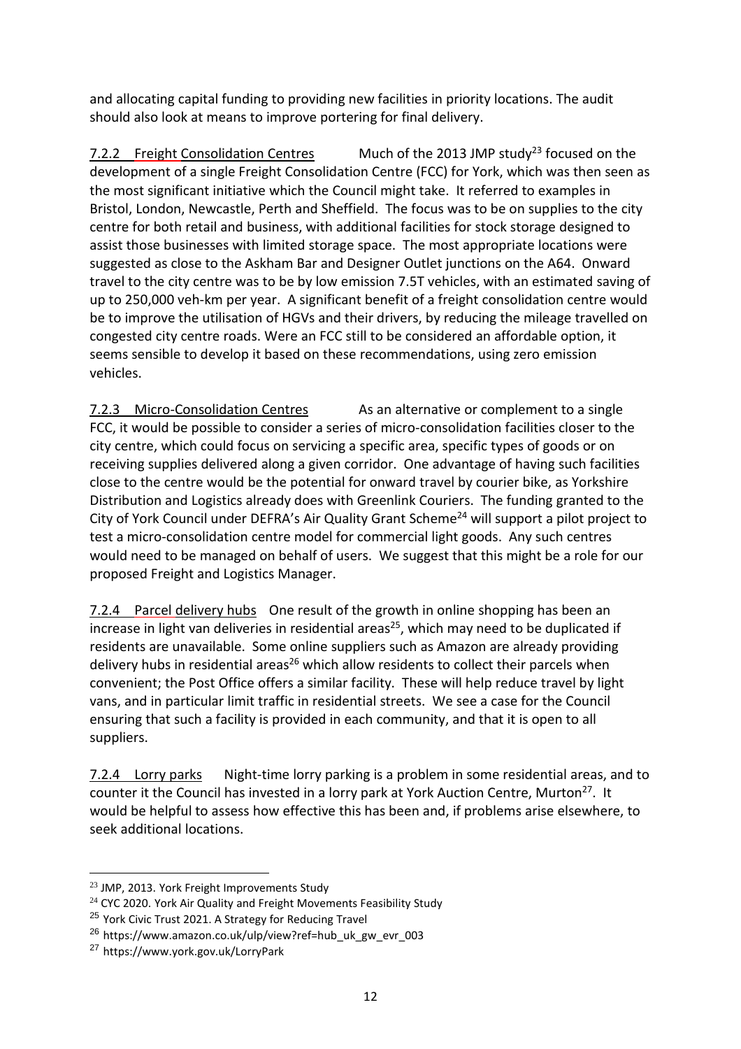and allocating capital funding to providing new facilities in priority locations. The audit should also look at means to improve portering for final delivery.

7.2.2 Freight Consolidation Centres   Much of the 2013 JMP study[23] focused on the development of a single Freight Consolidation Centre (FCC) for York, which was then seen as the most significant initiative which the Council might take. It referred to examples in Bristol, London, Newcastle, Perth and Sheffield. The focus was to be on supplies to the city centre for both retail and business, with additional facilities for stock storage designed to assist those businesses with limited storage space. The most appropriate locations were suggested as close to the Askham Bar and Designer Outlet junctions on the A64. Onward travel to the city centre was to be by low emission 7.5T vehicles, with an estimated saving of up to 250,000 veh-km per year. A significant benefit of a freight consolidation centre would be to improve the utilisation of HGVs and their drivers, by reducing the mileage travelled on congested city centre roads. Were an FCC still to be considered an affordable option, it seems sensible to develop it based on these recommendations, using zero emission vehicles.

7.2.3 Micro-Consolidation Centres   As an alternative or complement to a single FCC, it would be possible to consider a series of micro-consolidation facilities closer to the city centre, which could focus on servicing a specific area, specific types of goods or on receiving supplies delivered along a given corridor. One advantage of having such facilities close to the centre would be the potential for onward travel by courier bike, as Yorkshire Distribution and Logistics already does with Greenlink Couriers. The funding granted to the City of York Council under DEFRA's Air Quality Grant Scheme[24] will support a pilot project to test a micro-consolidation centre model for commercial light goods. Any such centres would need to be managed on behalf of users. We suggest that this might be a role for our proposed Freight and Logistics Manager.

7.2.4 Parcel delivery hubs   One result of the growth in online shopping has been an increase in light van deliveries in residential areas[25], which may need to be duplicated if residents are unavailable. Some online suppliers such as Amazon are already providing delivery hubs in residential areas[26] which allow residents to collect their parcels when convenient; the Post Office offers a similar facility. These will help reduce travel by light vans, and in particular limit traffic in residential streets. We see a case for the Council ensuring that such a facility is provided in each community, and that it is open to all suppliers.

7.2.4 Lorry parks   Night-time lorry parking is a problem in some residential areas, and to counter it the Council has invested in a lorry park at York Auction Centre, Murton[27]. It would be helpful to assess how effective this has been and, if problems arise elsewhere, to seek additional locations.

---

[23] JMP, 2013. York Freight Improvements Study

[24] CYC 2020. York Air Quality and Freight Movements Feasibility Study

[25] York Civic Trust 2021. A Strategy for Reducing Travel

[26] https://www.amazon.co.uk/ulp/view?ref=hub_uk_gw_evr_003

[27] https://www.york.gov.uk/LorryPark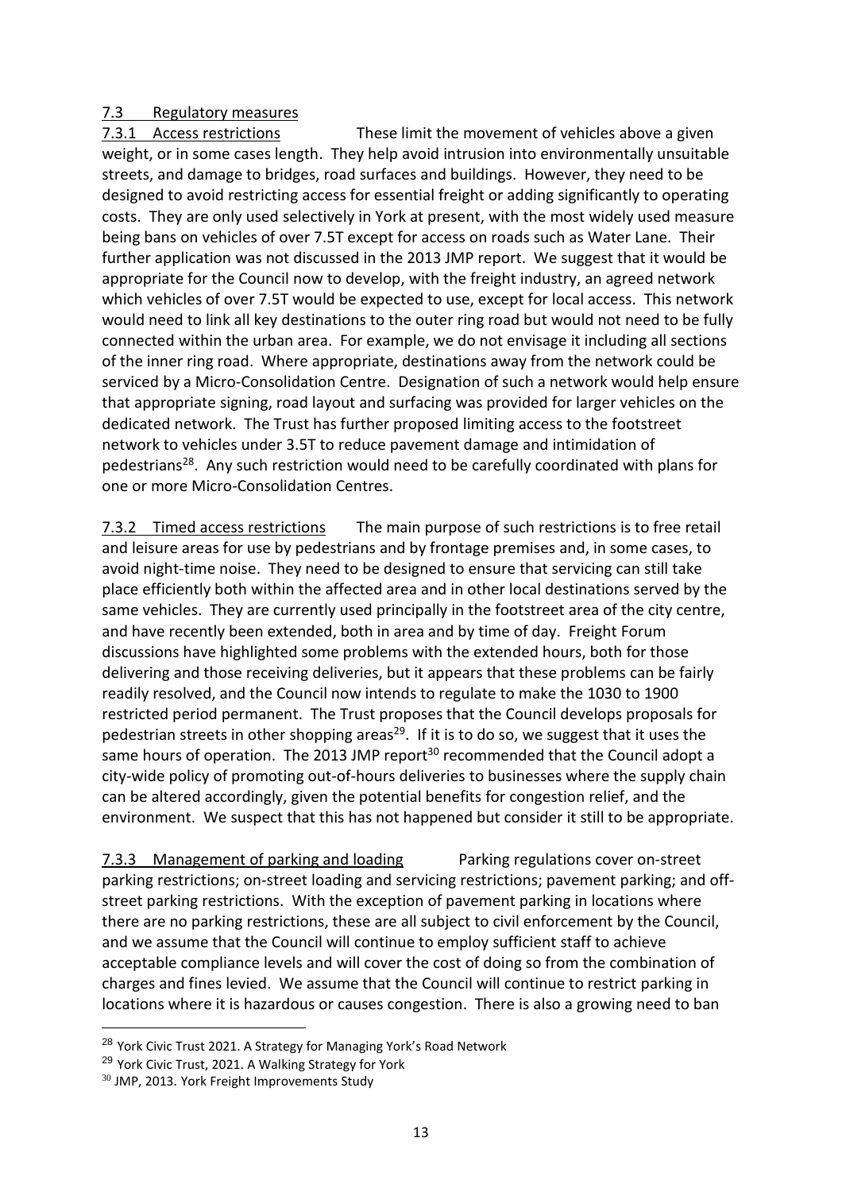### 7.3 Regulatory measures

7.3.1 Access restrictions These limit the movement of vehicles above a given weight, or in some cases length. They help avoid intrusion into environmentally unsuitable streets, and damage to bridges, road surfaces and buildings. However, they need to be designed to avoid restricting access for essential freight or adding significantly to operating costs. They are only used selectively in York at present, with the most widely used measure being bans on vehicles of over 7.5T except for access on roads such as Water Lane. Their further application was not discussed in the 2013 JMP report. We suggest that it would be appropriate for the Council now to develop, with the freight industry, an agreed network which vehicles of over 7.5T would be expected to use, except for local access. This network would need to link all key destinations to the outer ring road but would not need to be fully connected within the urban area. For example, we do not envisage it including all sections of the inner ring road. Where appropriate, destinations away from the network could be serviced by a Micro-Consolidation Centre. Designation of such a network would help ensure that appropriate signing, road layout and surfacing was provided for larger vehicles on the dedicated network. The Trust has further proposed limiting access to the footstreet network to vehicles under 3.5T to reduce pavement damage and intimidation of pedestrians[28]. Any such restriction would need to be carefully coordinated with plans for one or more Micro-Consolidation Centres.

7.3.2 Timed access restrictions The main purpose of such restrictions is to free retail and leisure areas for use by pedestrians and by frontage premises and, in some cases, to avoid night-time noise. They need to be designed to ensure that servicing can still take place efficiently both within the affected area and in other local destinations served by the same vehicles. They are currently used principally in the footstreet area of the city centre, and have recently been extended, both in area and by time of day. Freight Forum discussions have highlighted some problems with the extended hours, both for those delivering and those receiving deliveries, but it appears that these problems can be fairly readily resolved, and the Council now intends to regulate to make the 1030 to 1900 restricted period permanent. The Trust proposes that the Council develops proposals for pedestrian streets in other shopping areas[29]. If it is to do so, we suggest that it uses the same hours of operation. The 2013 JMP report[30] recommended that the Council adopt a city-wide policy of promoting out-of-hours deliveries to businesses where the supply chain can be altered accordingly, given the potential benefits for congestion relief, and the environment. We suspect that this has not happened but consider it still to be appropriate.

7.3.3 Management of parking and loading Parking regulations cover on-street parking restrictions; on-street loading and servicing restrictions; pavement parking; and off-street parking restrictions. With the exception of pavement parking in locations where there are no parking restrictions, these are all subject to civil enforcement by the Council, and we assume that the Council will continue to employ sufficient staff to achieve acceptable compliance levels and will cover the cost of doing so from the combination of charges and fines levied. We assume that the Council will continue to restrict parking in locations where it is hazardous or causes congestion. There is also a growing need to ban

---

[28] York Civic Trust 2021. A Strategy for Managing York's Road Network

[29] York Civic Trust, 2021. A Walking Strategy for York

[30] JMP, 2013. York Freight Improvements Study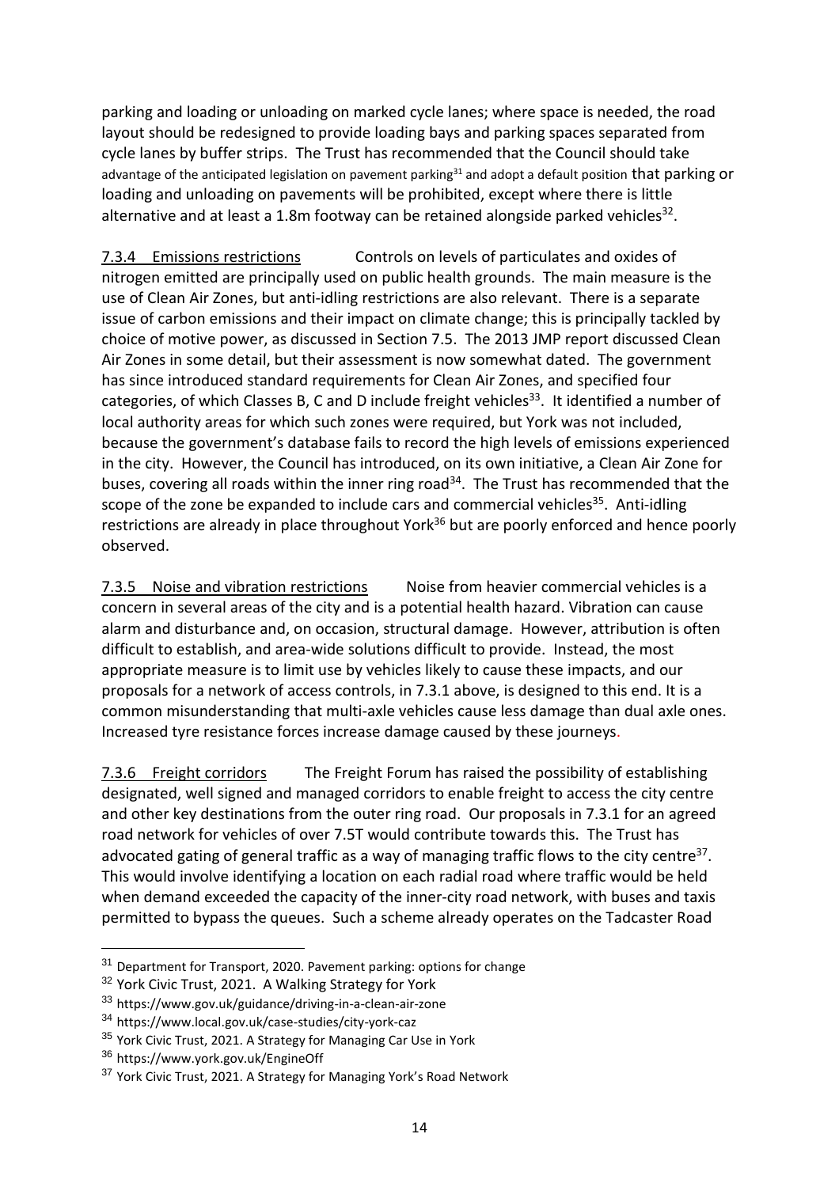parking and loading or unloading on marked cycle lanes; where space is needed, the road layout should be redesigned to provide loading bays and parking spaces separated from cycle lanes by buffer strips. The Trust has recommended that the Council should take advantage of the anticipated legislation on pavement parking[31] and adopt a default position that parking or loading and unloading on pavements will be prohibited, except where there is little alternative and at least a 1.8m footway can be retained alongside parked vehicles[32].

7.3.4 Emissions restrictions Controls on levels of particulates and oxides of nitrogen emitted are principally used on public health grounds. The main measure is the use of Clean Air Zones, but anti-idling restrictions are also relevant. There is a separate issue of carbon emissions and their impact on climate change; this is principally tackled by choice of motive power, as discussed in Section 7.5. The 2013 JMP report discussed Clean Air Zones in some detail, but their assessment is now somewhat dated. The government has since introduced standard requirements for Clean Air Zones, and specified four categories, of which Classes B, C and D include freight vehicles[33]. It identified a number of local authority areas for which such zones were required, but York was not included, because the government's database fails to record the high levels of emissions experienced in the city. However, the Council has introduced, on its own initiative, a Clean Air Zone for buses, covering all roads within the inner ring road[34]. The Trust has recommended that the scope of the zone be expanded to include cars and commercial vehicles[35]. Anti-idling restrictions are already in place throughout York[36] but are poorly enforced and hence poorly observed.

7.3.5 Noise and vibration restrictions Noise from heavier commercial vehicles is a concern in several areas of the city and is a potential health hazard. Vibration can cause alarm and disturbance and, on occasion, structural damage. However, attribution is often difficult to establish, and area-wide solutions difficult to provide. Instead, the most appropriate measure is to limit use by vehicles likely to cause these impacts, and our proposals for a network of access controls, in 7.3.1 above, is designed to this end. It is a common misunderstanding that multi-axle vehicles cause less damage than dual axle ones. Increased tyre resistance forces increase damage caused by these journeys.

7.3.6 Freight corridors The Freight Forum has raised the possibility of establishing designated, well signed and managed corridors to enable freight to access the city centre and other key destinations from the outer ring road. Our proposals in 7.3.1 for an agreed road network for vehicles of over 7.5T would contribute towards this. The Trust has advocated gating of general traffic as a way of managing traffic flows to the city centre[37]. This would involve identifying a location on each radial road where traffic would be held when demand exceeded the capacity of the inner-city road network, with buses and taxis permitted to bypass the queues. Such a scheme already operates on the Tadcaster Road

---

[31] Department for Transport, 2020. Pavement parking: options for change

[32] York Civic Trust, 2021. A Walking Strategy for York

[33] https://www.gov.uk/guidance/driving-in-a-clean-air-zone

[34] https://www.local.gov.uk/case-studies/city-york-caz

[35] York Civic Trust, 2021. A Strategy for Managing Car Use in York

[36] https://www.york.gov.uk/EngineOff

[37] York Civic Trust, 2021. A Strategy for Managing York's Road Network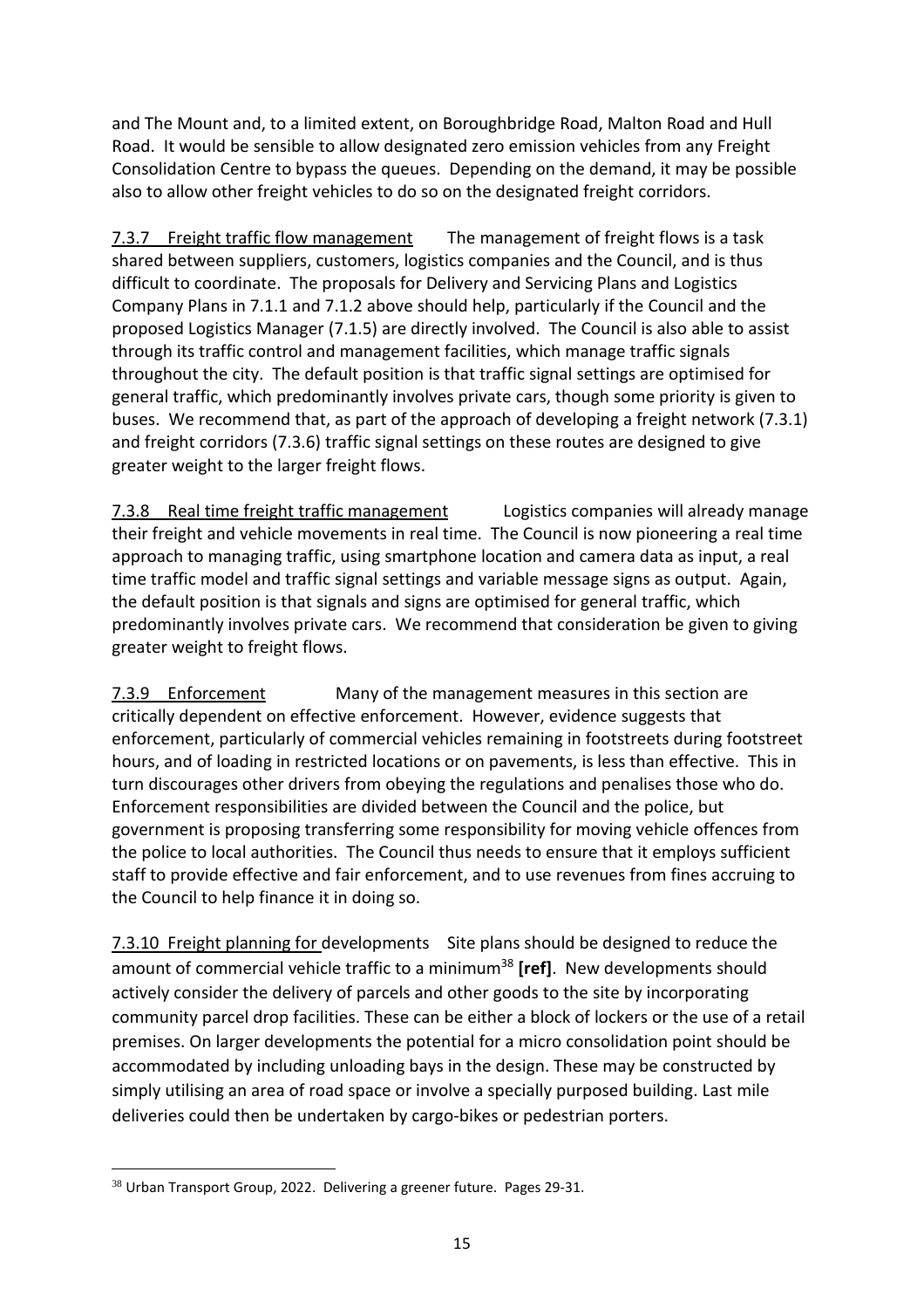and The Mount and, to a limited extent, on Boroughbridge Road, Malton Road and Hull Road. It would be sensible to allow designated zero emission vehicles from any Freight Consolidation Centre to bypass the queues. Depending on the demand, it may be possible also to allow other freight vehicles to do so on the designated freight corridors.

7.3.7 Freight traffic flow management   The management of freight flows is a task shared between suppliers, customers, logistics companies and the Council, and is thus difficult to coordinate. The proposals for Delivery and Servicing Plans and Logistics Company Plans in 7.1.1 and 7.1.2 above should help, particularly if the Council and the proposed Logistics Manager (7.1.5) are directly involved. The Council is also able to assist through its traffic control and management facilities, which manage traffic signals throughout the city. The default position is that traffic signal settings are optimised for general traffic, which predominantly involves private cars, though some priority is given to buses. We recommend that, as part of the approach of developing a freight network (7.3.1) and freight corridors (7.3.6) traffic signal settings on these routes are designed to give greater weight to the larger freight flows.

7.3.8 Real time freight traffic management   Logistics companies will already manage their freight and vehicle movements in real time. The Council is now pioneering a real time approach to managing traffic, using smartphone location and camera data as input, a real time traffic model and traffic signal settings and variable message signs as output. Again, the default position is that signals and signs are optimised for general traffic, which predominantly involves private cars. We recommend that consideration be given to giving greater weight to freight flows.

7.3.9 Enforcement   Many of the management measures in this section are critically dependent on effective enforcement. However, evidence suggests that enforcement, particularly of commercial vehicles remaining in footstreets during footstreet hours, and of loading in restricted locations or on pavements, is less than effective. This in turn discourages other drivers from obeying the regulations and penalises those who do. Enforcement responsibilities are divided between the Council and the police, but government is proposing transferring some responsibility for moving vehicle offences from the police to local authorities. The Council thus needs to ensure that it employs sufficient staff to provide effective and fair enforcement, and to use revenues from fines accruing to the Council to help finance it in doing so.

7.3.10 Freight planning for developments   Site plans should be designed to reduce the amount of commercial vehicle traffic to a minimum[38] **[ref]**. New developments should actively consider the delivery of parcels and other goods to the site by incorporating community parcel drop facilities. These can be either a block of lockers or the use of a retail premises. On larger developments the potential for a micro consolidation point should be accommodated by including unloading bays in the design. These may be constructed by simply utilising an area of road space or involve a specially purposed building. Last mile deliveries could then be undertaken by cargo-bikes or pedestrian porters.

---

[38] Urban Transport Group, 2022. Delivering a greener future. Pages 29-31.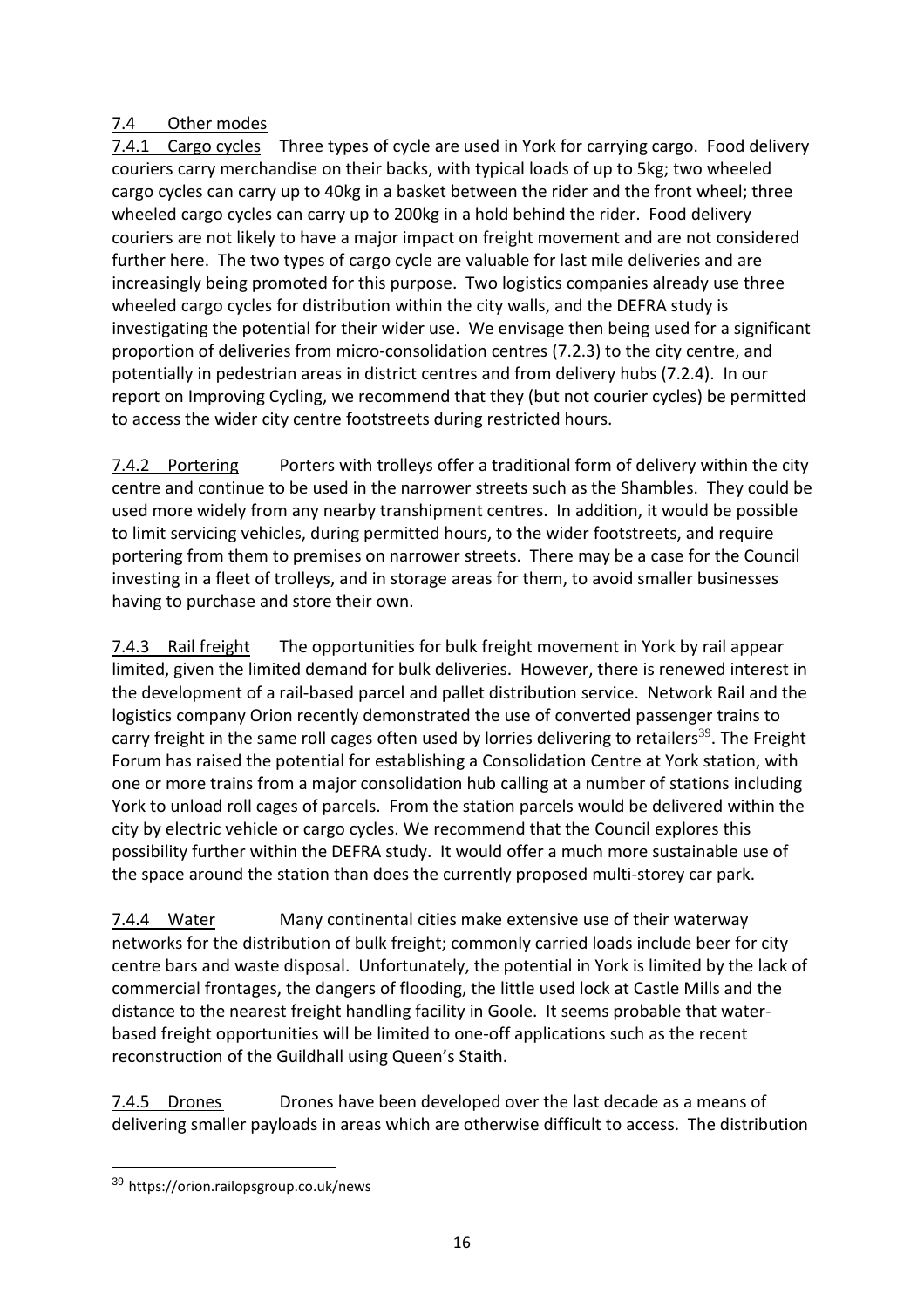## 7.4 Other modes

7.4.1 Cargo cycles Three types of cycle are used in York for carrying cargo. Food delivery couriers carry merchandise on their backs, with typical loads of up to 5kg; two wheeled cargo cycles can carry up to 40kg in a basket between the rider and the front wheel; three wheeled cargo cycles can carry up to 200kg in a hold behind the rider. Food delivery couriers are not likely to have a major impact on freight movement and are not considered further here. The two types of cargo cycle are valuable for last mile deliveries and are increasingly being promoted for this purpose. Two logistics companies already use three wheeled cargo cycles for distribution within the city walls, and the DEFRA study is investigating the potential for their wider use. We envisage then being used for a significant proportion of deliveries from micro-consolidation centres (7.2.3) to the city centre, and potentially in pedestrian areas in district centres and from delivery hubs (7.2.4). In our report on Improving Cycling, we recommend that they (but not courier cycles) be permitted to access the wider city centre footstreets during restricted hours.

7.4.2 Portering Porters with trolleys offer a traditional form of delivery within the city centre and continue to be used in the narrower streets such as the Shambles. They could be used more widely from any nearby transhipment centres. In addition, it would be possible to limit servicing vehicles, during permitted hours, to the wider footstreets, and require portering from them to premises on narrower streets. There may be a case for the Council investing in a fleet of trolleys, and in storage areas for them, to avoid smaller businesses having to purchase and store their own.

7.4.3 Rail freight The opportunities for bulk freight movement in York by rail appear limited, given the limited demand for bulk deliveries. However, there is renewed interest in the development of a rail-based parcel and pallet distribution service. Network Rail and the logistics company Orion recently demonstrated the use of converted passenger trains to carry freight in the same roll cages often used by lorries delivering to retailers[39]. The Freight Forum has raised the potential for establishing a Consolidation Centre at York station, with one or more trains from a major consolidation hub calling at a number of stations including York to unload roll cages of parcels. From the station parcels would be delivered within the city by electric vehicle or cargo cycles. We recommend that the Council explores this possibility further within the DEFRA study. It would offer a much more sustainable use of the space around the station than does the currently proposed multi-storey car park.

7.4.4 Water Many continental cities make extensive use of their waterway networks for the distribution of bulk freight; commonly carried loads include beer for city centre bars and waste disposal. Unfortunately, the potential in York is limited by the lack of commercial frontages, the dangers of flooding, the little used lock at Castle Mills and the distance to the nearest freight handling facility in Goole. It seems probable that water-based freight opportunities will be limited to one-off applications such as the recent reconstruction of the Guildhall using Queen's Staith.

7.4.5 Drones Drones have been developed over the last decade as a means of delivering smaller payloads in areas which are otherwise difficult to access. The distribution

[39] https://orion.railopsgroup.co.uk/news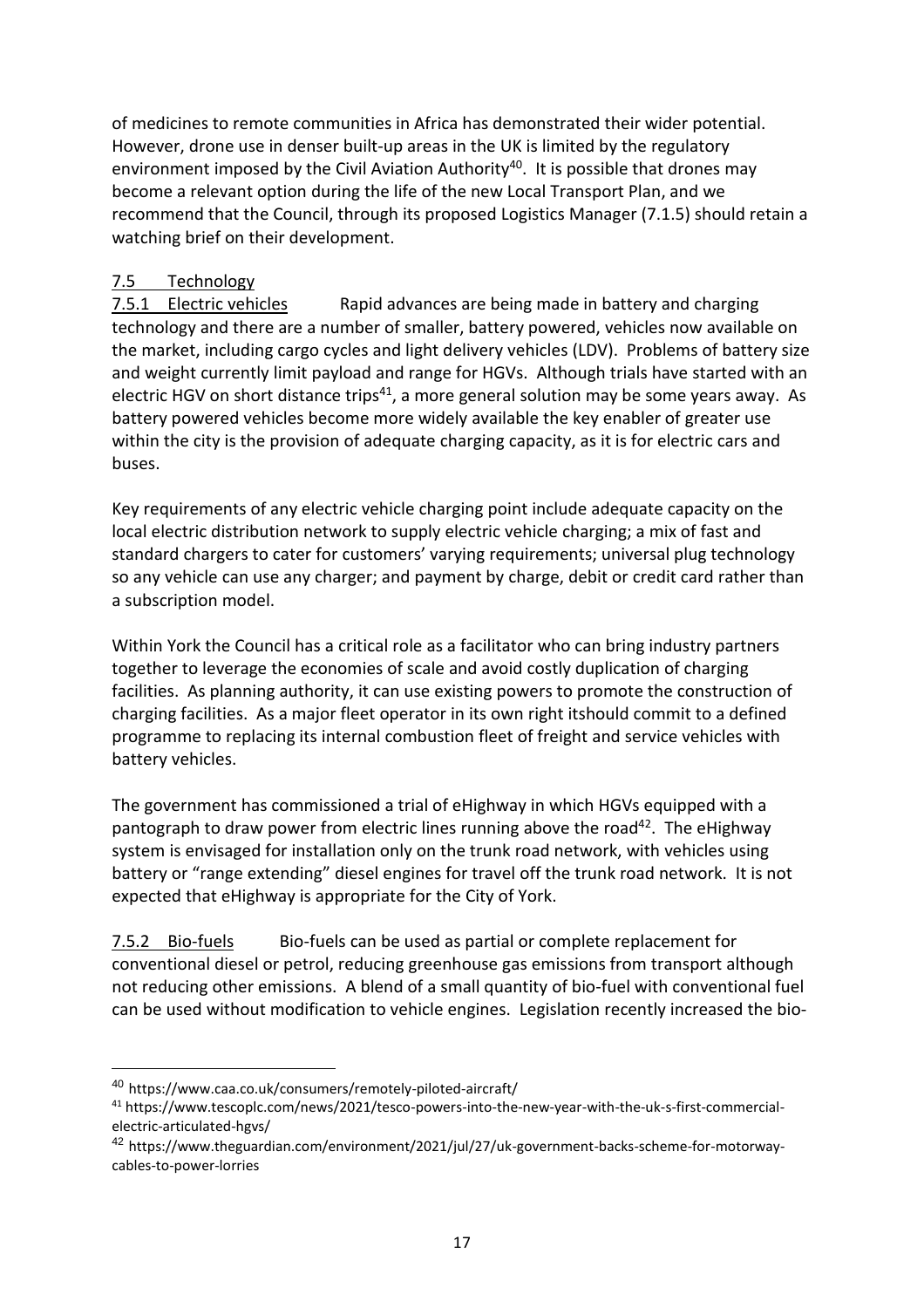of medicines to remote communities in Africa has demonstrated their wider potential. However, drone use in denser built-up areas in the UK is limited by the regulatory environment imposed by the Civil Aviation Authority[40]. It is possible that drones may become a relevant option during the life of the new Local Transport Plan, and we recommend that the Council, through its proposed Logistics Manager (7.1.5) should retain a watching brief on their development.

## 7.5 Technology

7.5.1 Electric vehicles Rapid advances are being made in battery and charging technology and there are a number of smaller, battery powered, vehicles now available on the market, including cargo cycles and light delivery vehicles (LDV). Problems of battery size and weight currently limit payload and range for HGVs. Although trials have started with an electric HGV on short distance trips[41], a more general solution may be some years away. As battery powered vehicles become more widely available the key enabler of greater use within the city is the provision of adequate charging capacity, as it is for electric cars and buses.

Key requirements of any electric vehicle charging point include adequate capacity on the local electric distribution network to supply electric vehicle charging; a mix of fast and standard chargers to cater for customers' varying requirements; universal plug technology so any vehicle can use any charger; and payment by charge, debit or credit card rather than a subscription model.

Within York the Council has a critical role as a facilitator who can bring industry partners together to leverage the economies of scale and avoid costly duplication of charging facilities. As planning authority, it can use existing powers to promote the construction of charging facilities. As a major fleet operator in its own right itshould commit to a defined programme to replacing its internal combustion fleet of freight and service vehicles with battery vehicles.

The government has commissioned a trial of eHighway in which HGVs equipped with a pantograph to draw power from electric lines running above the road[42]. The eHighway system is envisaged for installation only on the trunk road network, with vehicles using battery or "range extending" diesel engines for travel off the trunk road network. It is not expected that eHighway is appropriate for the City of York.

7.5.2 Bio-fuels Bio-fuels can be used as partial or complete replacement for conventional diesel or petrol, reducing greenhouse gas emissions from transport although not reducing other emissions. A blend of a small quantity of bio-fuel with conventional fuel can be used without modification to vehicle engines. Legislation recently increased the bio-

---

[40] https://www.caa.co.uk/consumers/remotely-piloted-aircraft/

[41] https://www.tescoplc.com/news/2021/tesco-powers-into-the-new-year-with-the-uk-s-first-commercial-electric-articulated-hgvs/

[42] https://www.theguardian.com/environment/2021/jul/27/uk-government-backs-scheme-for-motorway-cables-to-power-lorries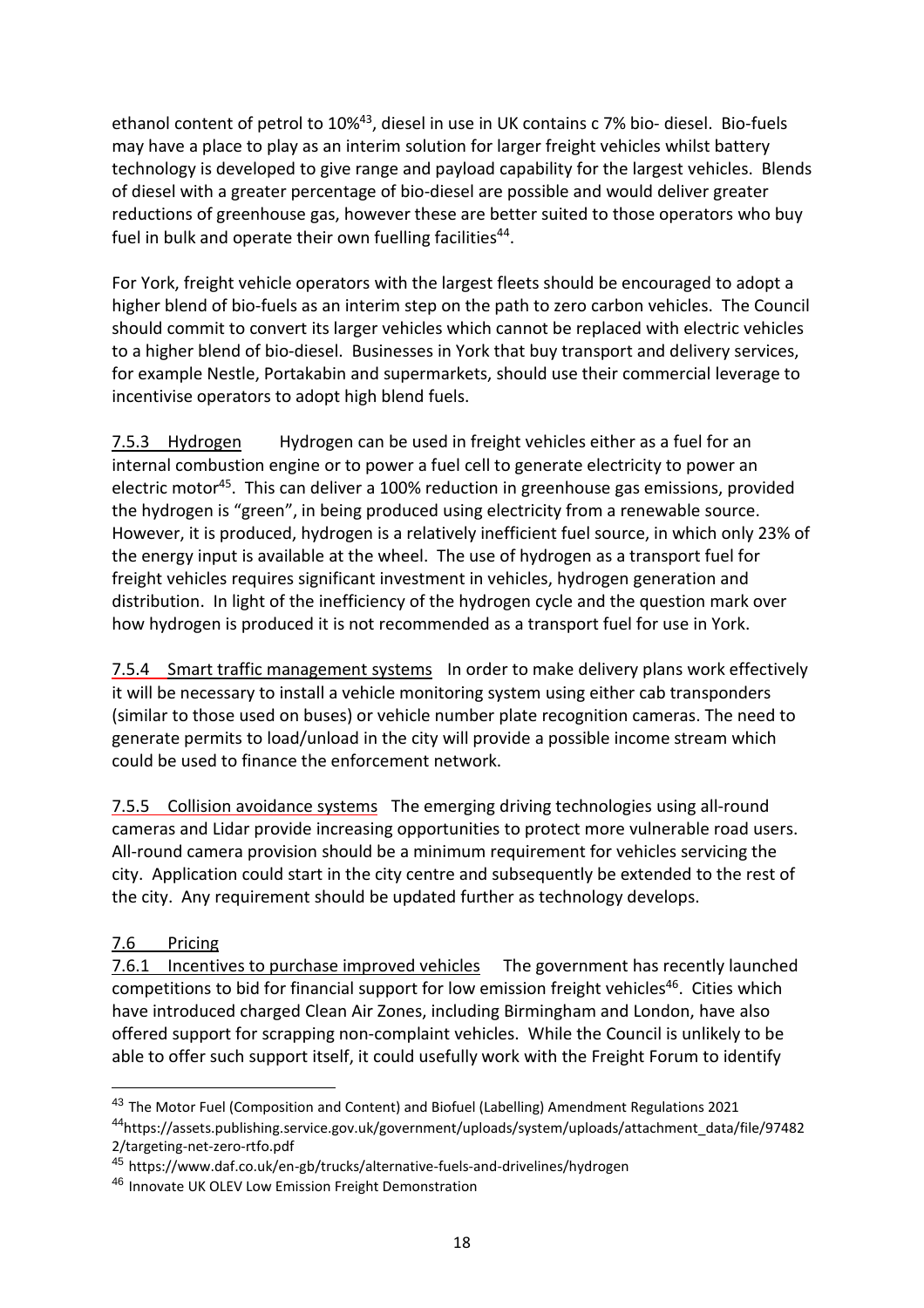ethanol content of petrol to 10%[43], diesel in use in UK contains c 7% bio- diesel. Bio-fuels may have a place to play as an interim solution for larger freight vehicles whilst battery technology is developed to give range and payload capability for the largest vehicles. Blends of diesel with a greater percentage of bio-diesel are possible and would deliver greater reductions of greenhouse gas, however these are better suited to those operators who buy fuel in bulk and operate their own fuelling facilities[44].

For York, freight vehicle operators with the largest fleets should be encouraged to adopt a higher blend of bio-fuels as an interim step on the path to zero carbon vehicles. The Council should commit to convert its larger vehicles which cannot be replaced with electric vehicles to a higher blend of bio-diesel. Businesses in York that buy transport and delivery services, for example Nestle, Portakabin and supermarkets, should use their commercial leverage to incentivise operators to adopt high blend fuels.

7.5.3 Hydrogen Hydrogen can be used in freight vehicles either as a fuel for an internal combustion engine or to power a fuel cell to generate electricity to power an electric motor[45]. This can deliver a 100% reduction in greenhouse gas emissions, provided the hydrogen is "green", in being produced using electricity from a renewable source. However, it is produced, hydrogen is a relatively inefficient fuel source, in which only 23% of the energy input is available at the wheel. The use of hydrogen as a transport fuel for freight vehicles requires significant investment in vehicles, hydrogen generation and distribution. In light of the inefficiency of the hydrogen cycle and the question mark over how hydrogen is produced it is not recommended as a transport fuel for use in York.

7.5.4 Smart traffic management systems In order to make delivery plans work effectively it will be necessary to install a vehicle monitoring system using either cab transponders (similar to those used on buses) or vehicle number plate recognition cameras. The need to generate permits to load/unload in the city will provide a possible income stream which could be used to finance the enforcement network.

7.5.5 Collision avoidance systems The emerging driving technologies using all-round cameras and Lidar provide increasing opportunities to protect more vulnerable road users. All-round camera provision should be a minimum requirement for vehicles servicing the city. Application could start in the city centre and subsequently be extended to the rest of the city. Any requirement should be updated further as technology develops.

## 7.6 Pricing

7.6.1 Incentives to purchase improved vehicles The government has recently launched competitions to bid for financial support for low emission freight vehicles[46]. Cities which have introduced charged Clean Air Zones, including Birmingham and London, have also offered support for scrapping non-complaint vehicles. While the Council is unlikely to be able to offer such support itself, it could usefully work with the Freight Forum to identify

---

[43] The Motor Fuel (Composition and Content) and Biofuel (Labelling) Amendment Regulations 2021

[44] https://assets.publishing.service.gov.uk/government/uploads/system/uploads/attachment_data/file/974822/targeting-net-zero-rtfo.pdf

[45] https://www.daf.co.uk/en-gb/trucks/alternative-fuels-and-drivelines/hydrogen

[46] Innovate UK OLEV Low Emission Freight Demonstration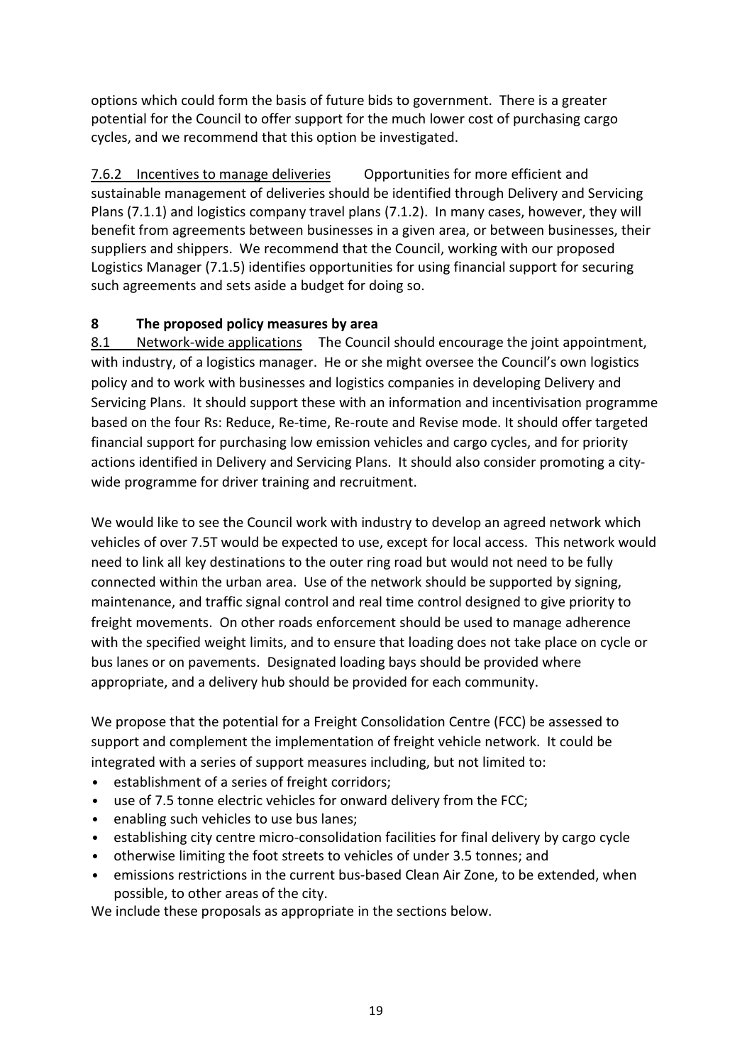options which could form the basis of future bids to government. There is a greater potential for the Council to offer support for the much lower cost of purchasing cargo cycles, and we recommend that this option be investigated.

7.6.2 Incentives to manage deliveries Opportunities for more efficient and sustainable management of deliveries should be identified through Delivery and Servicing Plans (7.1.1) and logistics company travel plans (7.1.2). In many cases, however, they will benefit from agreements between businesses in a given area, or between businesses, their suppliers and shippers. We recommend that the Council, working with our proposed Logistics Manager (7.1.5) identifies opportunities for using financial support for securing such agreements and sets aside a budget for doing so.

## 8 The proposed policy measures by area

8.1 Network-wide applications The Council should encourage the joint appointment, with industry, of a logistics manager. He or she might oversee the Council's own logistics policy and to work with businesses and logistics companies in developing Delivery and Servicing Plans. It should support these with an information and incentivisation programme based on the four Rs: Reduce, Re-time, Re-route and Revise mode. It should offer targeted financial support for purchasing low emission vehicles and cargo cycles, and for priority actions identified in Delivery and Servicing Plans. It should also consider promoting a city-wide programme for driver training and recruitment.

We would like to see the Council work with industry to develop an agreed network which vehicles of over 7.5T would be expected to use, except for local access. This network would need to link all key destinations to the outer ring road but would not need to be fully connected within the urban area. Use of the network should be supported by signing, maintenance, and traffic signal control and real time control designed to give priority to freight movements. On other roads enforcement should be used to manage adherence with the specified weight limits, and to ensure that loading does not take place on cycle or bus lanes or on pavements. Designated loading bays should be provided where appropriate, and a delivery hub should be provided for each community.

We propose that the potential for a Freight Consolidation Centre (FCC) be assessed to support and complement the implementation of freight vehicle network. It could be integrated with a series of support measures including, but not limited to:

- establishment of a series of freight corridors;
- use of 7.5 tonne electric vehicles for onward delivery from the FCC;
- enabling such vehicles to use bus lanes;
- establishing city centre micro-consolidation facilities for final delivery by cargo cycle
- otherwise limiting the foot streets to vehicles of under 3.5 tonnes; and
- emissions restrictions in the current bus-based Clean Air Zone, to be extended, when possible, to other areas of the city.

We include these proposals as appropriate in the sections below.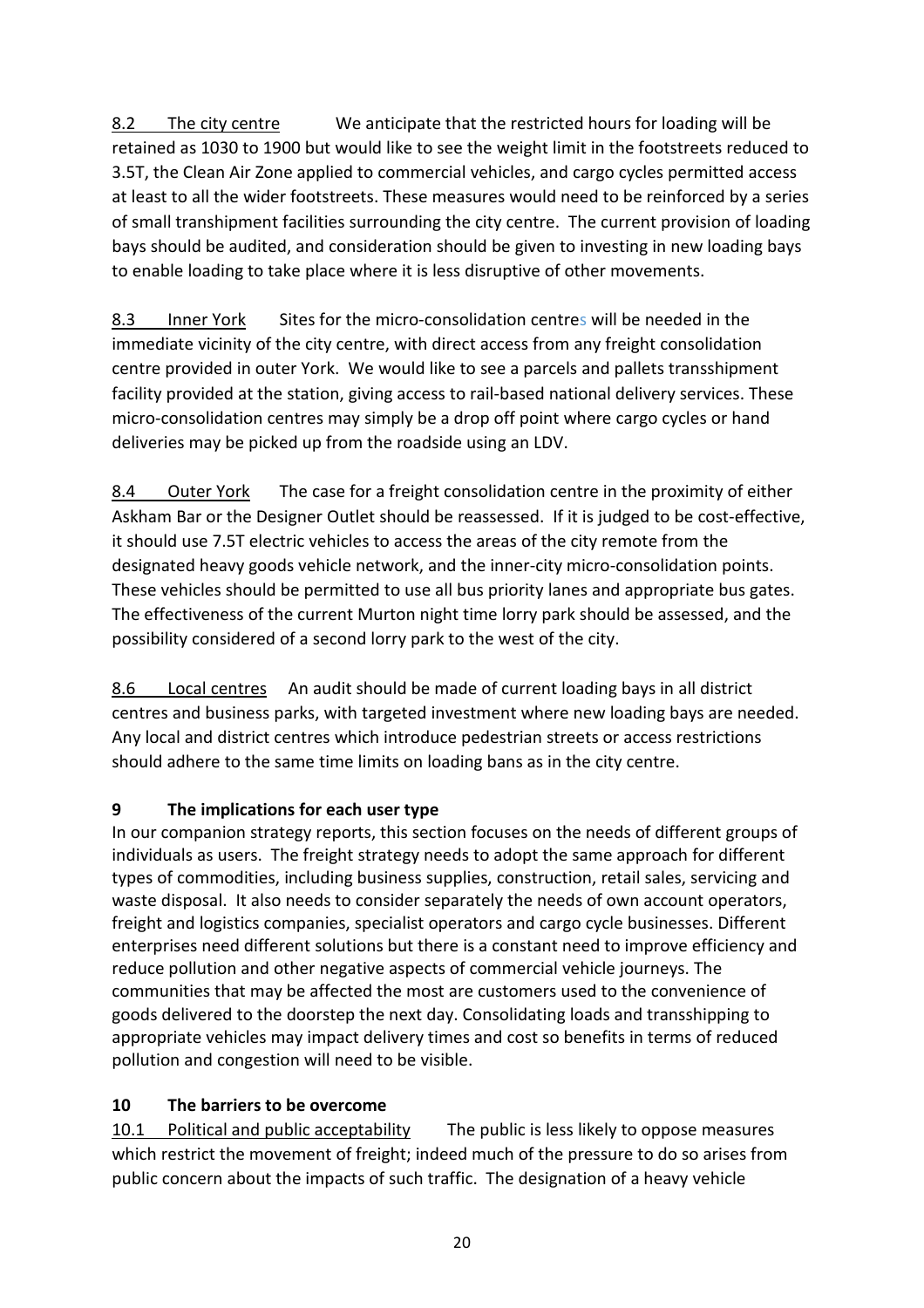8.2 The city centre We anticipate that the restricted hours for loading will be retained as 1030 to 1900 but would like to see the weight limit in the footstreets reduced to 3.5T, the Clean Air Zone applied to commercial vehicles, and cargo cycles permitted access at least to all the wider footstreets. These measures would need to be reinforced by a series of small transhipment facilities surrounding the city centre. The current provision of loading bays should be audited, and consideration should be given to investing in new loading bays to enable loading to take place where it is less disruptive of other movements.

8.3 Inner York Sites for the micro-consolidation centres will be needed in the immediate vicinity of the city centre, with direct access from any freight consolidation centre provided in outer York. We would like to see a parcels and pallets transshipment facility provided at the station, giving access to rail-based national delivery services. These micro-consolidation centres may simply be a drop off point where cargo cycles or hand deliveries may be picked up from the roadside using an LDV.

8.4 Outer York The case for a freight consolidation centre in the proximity of either Askham Bar or the Designer Outlet should be reassessed. If it is judged to be cost-effective, it should use 7.5T electric vehicles to access the areas of the city remote from the designated heavy goods vehicle network, and the inner-city micro-consolidation points. These vehicles should be permitted to use all bus priority lanes and appropriate bus gates. The effectiveness of the current Murton night time lorry park should be assessed, and the possibility considered of a second lorry park to the west of the city.

8.6 Local centres An audit should be made of current loading bays in all district centres and business parks, with targeted investment where new loading bays are needed. Any local and district centres which introduce pedestrian streets or access restrictions should adhere to the same time limits on loading bans as in the city centre.

## 9 The implications for each user type

In our companion strategy reports, this section focuses on the needs of different groups of individuals as users. The freight strategy needs to adopt the same approach for different types of commodities, including business supplies, construction, retail sales, servicing and waste disposal. It also needs to consider separately the needs of own account operators, freight and logistics companies, specialist operators and cargo cycle businesses. Different enterprises need different solutions but there is a constant need to improve efficiency and reduce pollution and other negative aspects of commercial vehicle journeys. The communities that may be affected the most are customers used to the convenience of goods delivered to the doorstep the next day. Consolidating loads and transshipping to appropriate vehicles may impact delivery times and cost so benefits in terms of reduced pollution and congestion will need to be visible.

## 10 The barriers to be overcome

10.1 Political and public acceptability The public is less likely to oppose measures which restrict the movement of freight; indeed much of the pressure to do so arises from public concern about the impacts of such traffic. The designation of a heavy vehicle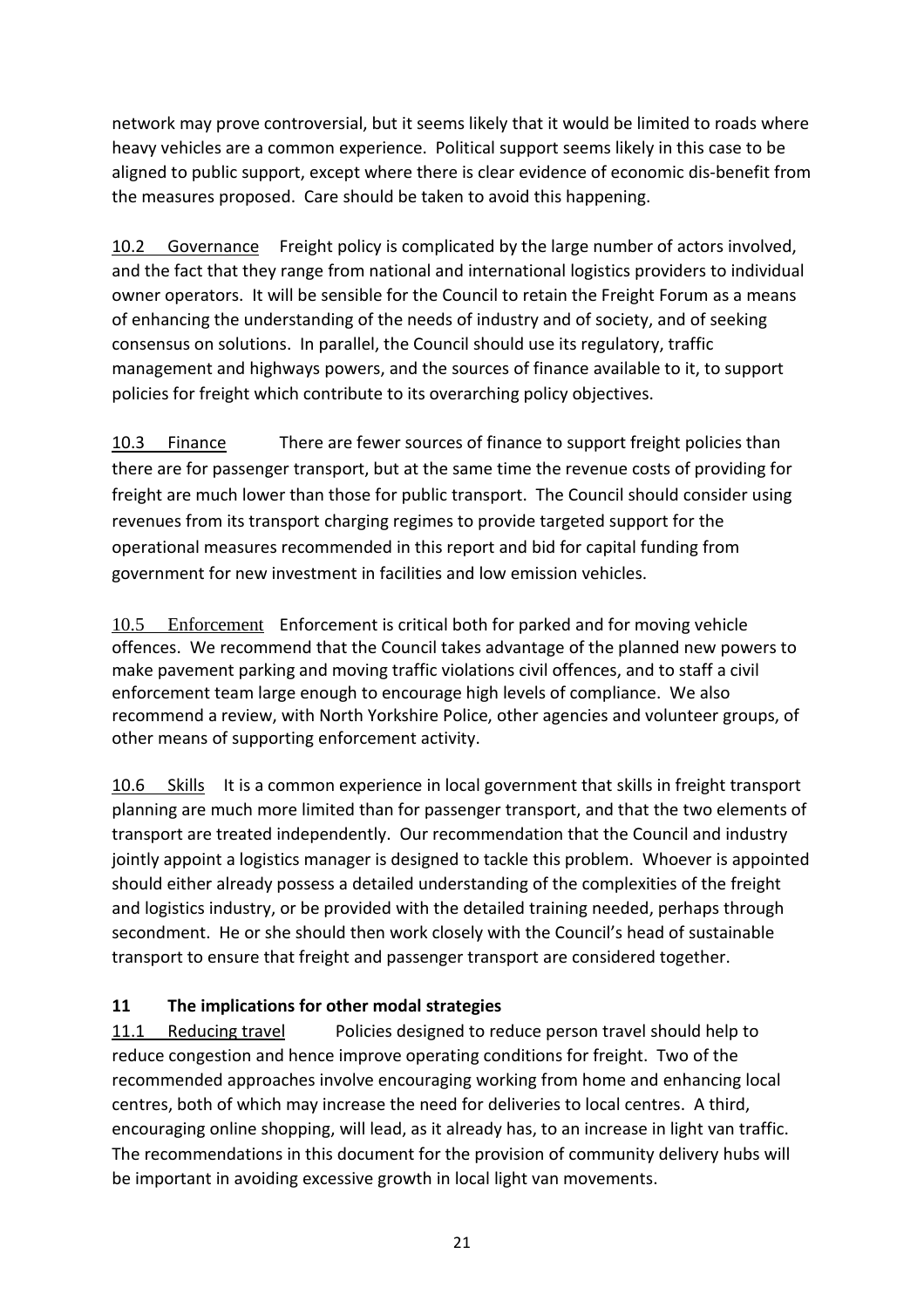network may prove controversial, but it seems likely that it would be limited to roads where heavy vehicles are a common experience. Political support seems likely in this case to be aligned to public support, except where there is clear evidence of economic dis-benefit from the measures proposed. Care should be taken to avoid this happening.

10.2 Governance Freight policy is complicated by the large number of actors involved, and the fact that they range from national and international logistics providers to individual owner operators. It will be sensible for the Council to retain the Freight Forum as a means of enhancing the understanding of the needs of industry and of society, and of seeking consensus on solutions. In parallel, the Council should use its regulatory, traffic management and highways powers, and the sources of finance available to it, to support policies for freight which contribute to its overarching policy objectives.

10.3 Finance There are fewer sources of finance to support freight policies than there are for passenger transport, but at the same time the revenue costs of providing for freight are much lower than those for public transport. The Council should consider using revenues from its transport charging regimes to provide targeted support for the operational measures recommended in this report and bid for capital funding from government for new investment in facilities and low emission vehicles.

10.5 Enforcement Enforcement is critical both for parked and for moving vehicle offences. We recommend that the Council takes advantage of the planned new powers to make pavement parking and moving traffic violations civil offences, and to staff a civil enforcement team large enough to encourage high levels of compliance. We also recommend a review, with North Yorkshire Police, other agencies and volunteer groups, of other means of supporting enforcement activity.

10.6 Skills It is a common experience in local government that skills in freight transport planning are much more limited than for passenger transport, and that the two elements of transport are treated independently. Our recommendation that the Council and industry jointly appoint a logistics manager is designed to tackle this problem. Whoever is appointed should either already possess a detailed understanding of the complexities of the freight and logistics industry, or be provided with the detailed training needed, perhaps through secondment. He or she should then work closely with the Council's head of sustainable transport to ensure that freight and passenger transport are considered together.

## 11 The implications for other modal strategies

11.1 Reducing travel Policies designed to reduce person travel should help to reduce congestion and hence improve operating conditions for freight. Two of the recommended approaches involve encouraging working from home and enhancing local centres, both of which may increase the need for deliveries to local centres. A third, encouraging online shopping, will lead, as it already has, to an increase in light van traffic. The recommendations in this document for the provision of community delivery hubs will be important in avoiding excessive growth in local light van movements.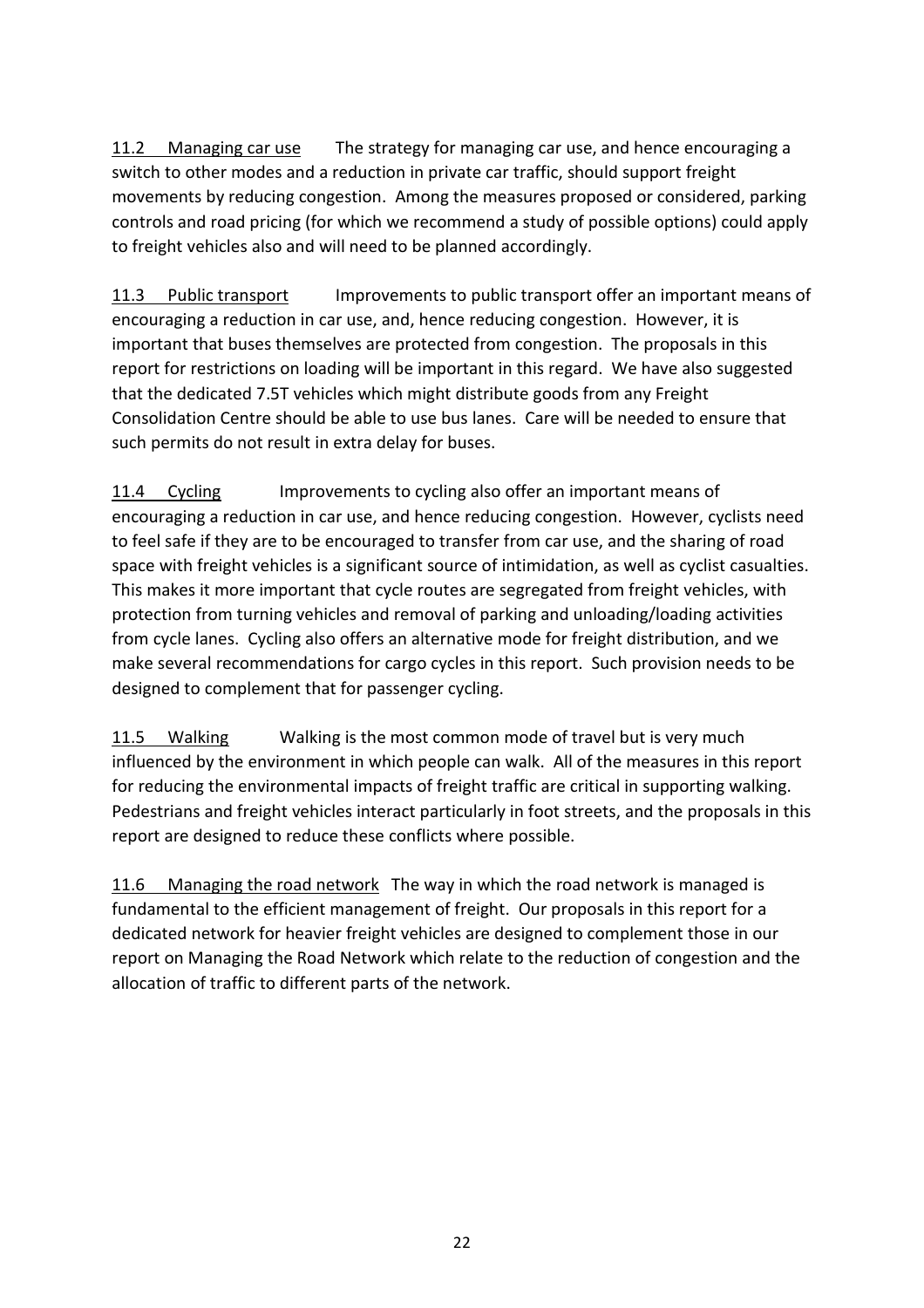11.2 <u>Managing car use</u> The strategy for managing car use, and hence encouraging a switch to other modes and a reduction in private car traffic, should support freight movements by reducing congestion. Among the measures proposed or considered, parking controls and road pricing (for which we recommend a study of possible options) could apply to freight vehicles also and will need to be planned accordingly.

11.3 <u>Public transport</u> Improvements to public transport offer an important means of encouraging a reduction in car use, and, hence reducing congestion. However, it is important that buses themselves are protected from congestion. The proposals in this report for restrictions on loading will be important in this regard. We have also suggested that the dedicated 7.5T vehicles which might distribute goods from any Freight Consolidation Centre should be able to use bus lanes. Care will be needed to ensure that such permits do not result in extra delay for buses.

11.4 <u>Cycling</u> Improvements to cycling also offer an important means of encouraging a reduction in car use, and hence reducing congestion. However, cyclists need to feel safe if they are to be encouraged to transfer from car use, and the sharing of road space with freight vehicles is a significant source of intimidation, as well as cyclist casualties. This makes it more important that cycle routes are segregated from freight vehicles, with protection from turning vehicles and removal of parking and unloading/loading activities from cycle lanes. Cycling also offers an alternative mode for freight distribution, and we make several recommendations for cargo cycles in this report. Such provision needs to be designed to complement that for passenger cycling.

11.5 <u>Walking</u> Walking is the most common mode of travel but is very much influenced by the environment in which people can walk. All of the measures in this report for reducing the environmental impacts of freight traffic are critical in supporting walking. Pedestrians and freight vehicles interact particularly in foot streets, and the proposals in this report are designed to reduce these conflicts where possible.

11.6 <u>Managing the road network</u> The way in which the road network is managed is fundamental to the efficient management of freight. Our proposals in this report for a dedicated network for heavier freight vehicles are designed to complement those in our report on Managing the Road Network which relate to the reduction of congestion and the allocation of traffic to different parts of the network.